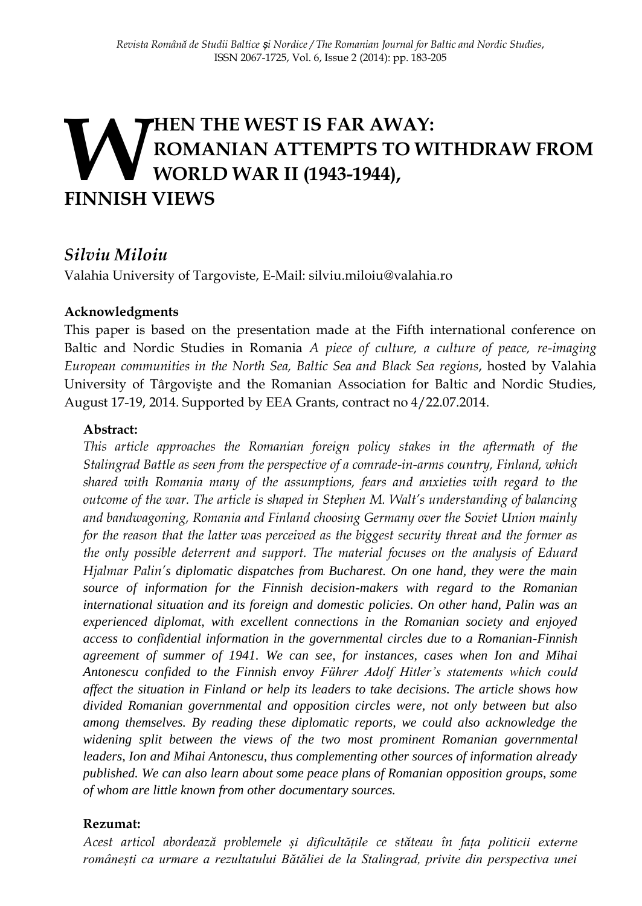# WHEN THE WEST IS FAR AWAY: ROMANIAN ATTEMPTS TO WITHDRAW FROM WORLD WAR II (1943-1944), FINNISH VIEWS

## *Silviu Miloiu*

Valahia University of Targoviste, E-Mail: silviu.miloiu@valahia.ro

**Acknowledgments**

This paper is based on the presentation made at the Fifth international conference on Baltic and Nordic Studies in Romania *A piece of culture, a culture of peace, re-imaging European communities in the North Sea, Baltic Sea and Black Sea regions*, hosted by Valahia University of Târgovişte and the Romanian Association for Baltic and Nordic Studies, August 17-19, 2014. Supported by EEA Grants, contract no 4/22.07.2014.

**Abstract:**

*This article approaches the Romanian foreign policy stakes in the aftermath of the Stalingrad Battle as seen from the perspective of a comrade-in-arms country, Finland, which shared with Romania many of the assumptions, fears and anxieties with regard to the outcome of the war. The article is shaped in Stephen M. Walt's understanding of balancing and bandwagoning, Romania and Finland choosing Germany over the Soviet Union mainly for the reason that the latter was perceived as the biggest security threat and the former as the only possible deterrent and support. The material focuses on the analysis of Eduard Hjalmar Palin's diplomatic dispatches from Bucharest. On one hand, they were the main source of information for the Finnish decision-makers with regard to the Romanian international situation and its foreign and domestic policies. On other hand, Palin was an experienced diplomat, with excellent connections in the Romanian society and enjoyed access to confidential information in the governmental circles due to a Romanian-Finnish agreement of summer of 1941. We can see, for instances, cases when Ion and Mihai Antonescu confided to the Finnish envoy Führer Adolf Hitler's statements which could affect the situation in Finland or help its leaders to take decisions. The article shows how divided Romanian governmental and opposition circles were, not only between but also among themselves. By reading these diplomatic reports, we could also acknowledge the widening split between the views of the two most prominent Romanian governmental leaders, Ion and Mihai Antonescu, thus complementing other sources of information already published. We can also learn about some peace plans of Romanian opposition groups, some of whom are little known from other documentary sources.*

**Rezumat:**

*Acest articol abordează problemele și dificultățile ce stăteau în fața politicii externe românești ca urmare a rezultatului Bătăliei de la Stalingrad, privite din perspectiva unei*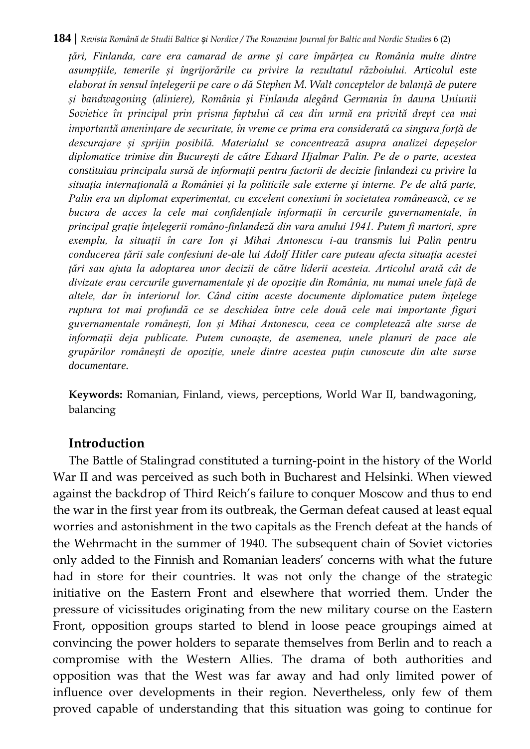*țări, Finlanda, care era camarad de arme și care împărțea cu România multe dintre asumpțiile, temerile și îngrijorările cu privire la rezultatul războiului. Articolul este elaborat în sensul înțelegerii pe care o dă Stephen M. Walt conceptelor de balanță de putere și bandwagoning (aliniere), România și Finlanda alegând Germania în dauna Uniunii Sovietice în principal prin prisma faptului că cea din urmă era privită drept cea mai importantă amenințare de securitate, în vreme ce prima era considerată ca singura forță de descurajare și sprijin posibilă. Materialul se concentrează asupra analizei depeșelor diplomatice trimise din București de către Eduard Hjalmar Palin. Pe de o parte, acestea constituiau principala sursă de informații pentru factorii de decizie finlandezi cu privire la situația internațională a României și la politicile sale externe și interne. Pe de altă parte, Palin era un diplomat experimentat, cu excelent conexiuni în societatea românească, ce se bucura de acces la cele mai confidențiale informații în cercurile guvernamentale, în principal grație înțelegerii româno-finlandeză din vara anului 1941. Putem fi martori, spre exemplu, la situații în care Ion și Mihai Antonescu i-au transmis lui Palin pentru conducerea țării sale confesiuni de-ale lui Adolf Hitler care puteau afecta situația acestei țări sau ajuta la adoptarea unor decizii de către liderii acesteia. Articolul arată cât de divizate erau cercurile guvernamentale și de opoziție din România, nu numai unele față de altele, dar în interiorul lor. Când citim aceste documente diplomatice putem înțelege ruptura tot mai profundă ce se deschidea între cele două cele mai importante figuri guvernamentale românești, Ion și Mihai Antonescu, ceea ce completează alte surse de informații deja publicate. Putem cunoaște, de asemenea, unele planuri de pace ale grupărilor românești de opoziție, unele dintre acestea puțin cunoscute din alte surse documentare.*

**Keywords:** Romanian, Finland, views, perceptions, World War II, bandwagoning, balancing

## Introduction

The Battle of Stalingrad constituted a turning-point in the history of the World War II and was perceived as such both in Bucharest and Helsinki. When viewed against the backdrop of Third Reich's failure to conquer Moscow and thus to end the war in the first year from its outbreak, the German defeat caused at least equal worries and astonishment in the two capitals as the French defeat at the hands of the Wehrmacht in the summer of 1940. The subsequent chain of Soviet victories only added to the Finnish and Romanian leaders' concerns with what the future had in store for their countries. It was not only the change of the strategic initiative on the Eastern Front and elsewhere that worried them. Under the pressure of vicissitudes originating from the new military course on the Eastern Front, opposition groups started to blend in loose peace groupings aimed at convincing the power holders to separate themselves from Berlin and to reach a compromise with the Western Allies. The drama of both authorities and opposition was that the West was far away and had only limited power of influence over developments in their region. Nevertheless, only few of them proved capable of understanding that this situation was going to continue for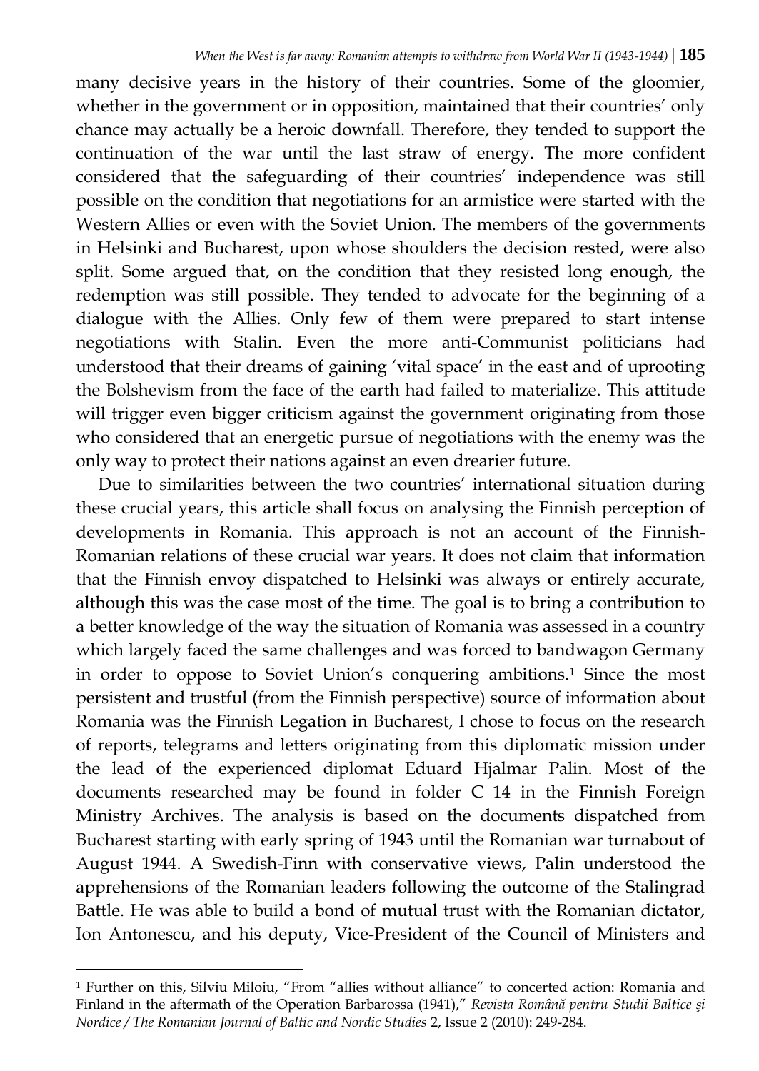many decisive years in the history of their countries. Some of the gloomier, whether in the government or in opposition, maintained that their countries' only chance may actually be a heroic downfall. Therefore, they tended to support the continuation of the war until the last straw of energy. The more confident considered that the safeguarding of their countries' independence was still possible on the condition that negotiations for an armistice were started with the Western Allies or even with the Soviet Union. The members of the governments in Helsinki and Bucharest, upon whose shoulders the decision rested, were also split. Some argued that, on the condition that they resisted long enough, the redemption was still possible. They tended to advocate for the beginning of a dialogue with the Allies. Only few of them were prepared to start intense negotiations with Stalin. Even the more anti-Communist politicians had understood that their dreams of gaining 'vital space' in the east and of uprooting the Bolshevism from the face of the earth had failed to materialize. This attitude will trigger even bigger criticism against the government originating from those who considered that an energetic pursue of negotiations with the enemy was the only way to protect their nations against an even drearier future.

Due to similarities between the two countries' international situation during these crucial years, this article shall focus on analysing the Finnish perception of developments in Romania. This approach is not an account of the Finnish-Romanian relations of these crucial war years. It does not claim that information that the Finnish envoy dispatched to Helsinki was always or entirely accurate, although this was the case most of the time. The goal is to bring a contribution to a better knowledge of the way the situation of Romania was assessed in a country which largely faced the same challenges and was forced to bandwagon Germany in order to oppose to Soviet Union's conquering ambitions.[1] Since the most persistent and trustful (from the Finnish perspective) source of information about Romania was the Finnish Legation in Bucharest, I chose to focus on the research of reports, telegrams and letters originating from this diplomatic mission under the lead of the experienced diplomat Eduard Hjalmar Palin. Most of the documents researched may be found in folder C 14 in the Finnish Foreign Ministry Archives. The analysis is based on the documents dispatched from Bucharest starting with early spring of 1943 until the Romanian war turnabout of August 1944. A Swedish-Finn with conservative views, Palin understood the apprehensions of the Romanian leaders following the outcome of the Stalingrad Battle. He was able to build a bond of mutual trust with the Romanian dictator, Ion Antonescu, and his deputy, Vice-President of the Council of Ministers and

---

[1] Further on this, Silviu Miloiu, "From "allies without alliance" to concerted action: Romania and Finland in the aftermath of the Operation Barbarossa (1941)," *Revista Română pentru Studii Baltice şi Nordice / The Romanian Journal of Baltic and Nordic Studies* 2, Issue 2 (2010): 249-284.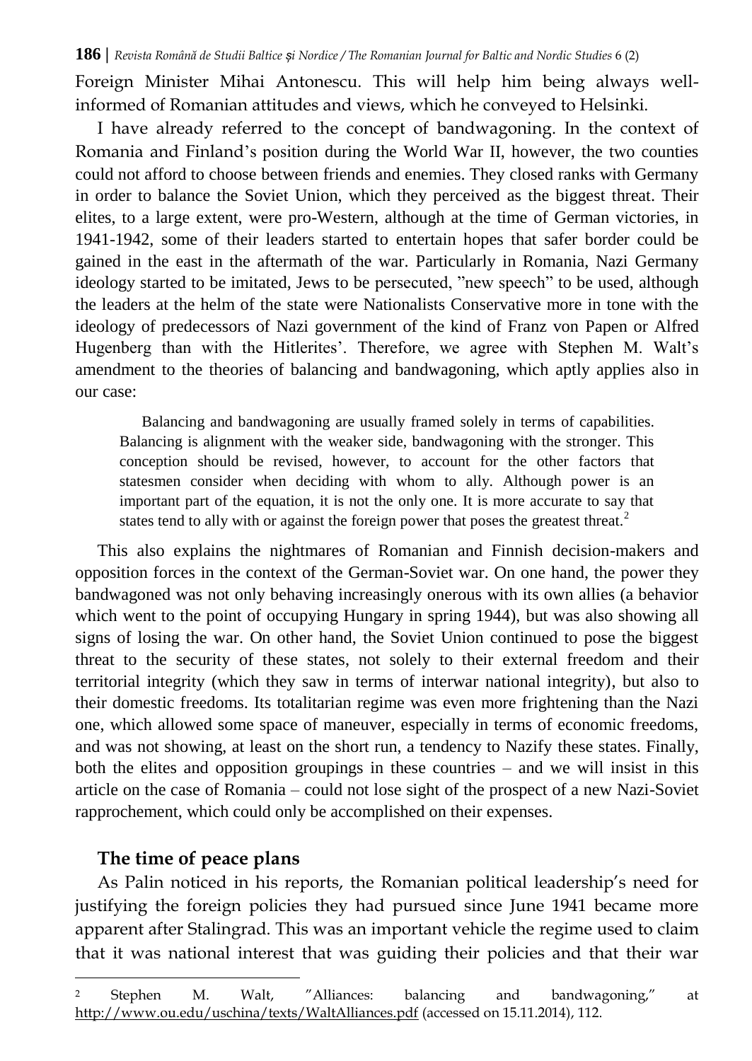Foreign Minister Mihai Antonescu. This will help him being always well-informed of Romanian attitudes and views, which he conveyed to Helsinki.

I have already referred to the concept of bandwagoning. In the context of Romania and Finland's position during the World War II, however, the two counties could not afford to choose between friends and enemies. They closed ranks with Germany in order to balance the Soviet Union, which they perceived as the biggest threat. Their elites, to a large extent, were pro-Western, although at the time of German victories, in 1941-1942, some of their leaders started to entertain hopes that safer border could be gained in the east in the aftermath of the war. Particularly in Romania, Nazi Germany ideology started to be imitated, Jews to be persecuted, "new speech" to be used, although the leaders at the helm of the state were Nationalists Conservative more in tone with the ideology of predecessors of Nazi government of the kind of Franz von Papen or Alfred Hugenberg than with the Hitlerites'. Therefore, we agree with Stephen M. Walt's amendment to the theories of balancing and bandwagoning, which aptly applies also in our case:

> Balancing and bandwagoning are usually framed solely in terms of capabilities. Balancing is alignment with the weaker side, bandwagoning with the stronger. This conception should be revised, however, to account for the other factors that statesmen consider when deciding with whom to ally. Although power is an important part of the equation, it is not the only one. It is more accurate to say that states tend to ally with or against the foreign power that poses the greatest threat.[2]

This also explains the nightmares of Romanian and Finnish decision-makers and opposition forces in the context of the German-Soviet war. On one hand, the power they bandwagoned was not only behaving increasingly onerous with its own allies (a behavior which went to the point of occupying Hungary in spring 1944), but was also showing all signs of losing the war. On other hand, the Soviet Union continued to pose the biggest threat to the security of these states, not solely to their external freedom and their territorial integrity (which they saw in terms of interwar national integrity), but also to their domestic freedoms. Its totalitarian regime was even more frightening than the Nazi one, which allowed some space of maneuver, especially in terms of economic freedoms, and was not showing, at least on the short run, a tendency to Nazify these states. Finally, both the elites and opposition groupings in these countries – and we will insist in this article on the case of Romania – could not lose sight of the prospect of a new Nazi-Soviet rapprochement, which could only be accomplished on their expenses.

## The time of peace plans

As Palin noticed in his reports, the Romanian political leadership's need for justifying the foreign policies they had pursued since June 1941 became more apparent after Stalingrad. This was an important vehicle the regime used to claim that it was national interest that was guiding their policies and that their war

---

[2] Stephen M. Walt, "Alliances: balancing and bandwagoning," at http://www.ou.edu/uschina/texts/WaltAlliances.pdf (accessed on 15.11.2014), 112.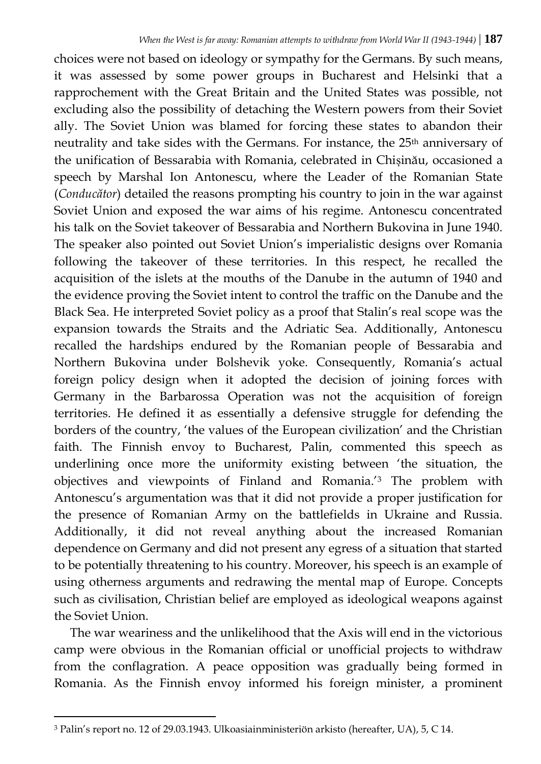choices were not based on ideology or sympathy for the Germans. By such means, it was assessed by some power groups in Bucharest and Helsinki that a rapprochement with the Great Britain and the United States was possible, not excluding also the possibility of detaching the Western powers from their Soviet ally. The Soviet Union was blamed for forcing these states to abandon their neutrality and take sides with the Germans. For instance, the 25th anniversary of the unification of Bessarabia with Romania, celebrated in Chișinău, occasioned a speech by Marshal Ion Antonescu, where the Leader of the Romanian State (*Conducător*) detailed the reasons prompting his country to join in the war against Soviet Union and exposed the war aims of his regime. Antonescu concentrated his talk on the Soviet takeover of Bessarabia and Northern Bukovina in June 1940. The speaker also pointed out Soviet Union's imperialistic designs over Romania following the takeover of these territories. In this respect, he recalled the acquisition of the islets at the mouths of the Danube in the autumn of 1940 and the evidence proving the Soviet intent to control the traffic on the Danube and the Black Sea. He interpreted Soviet policy as a proof that Stalin's real scope was the expansion towards the Straits and the Adriatic Sea. Additionally, Antonescu recalled the hardships endured by the Romanian people of Bessarabia and Northern Bukovina under Bolshevik yoke. Consequently, Romania's actual foreign policy design when it adopted the decision of joining forces with Germany in the Barbarossa Operation was not the acquisition of foreign territories. He defined it as essentially a defensive struggle for defending the borders of the country, 'the values of the European civilization' and the Christian faith. The Finnish envoy to Bucharest, Palin, commented this speech as underlining once more the uniformity existing between 'the situation, the objectives and viewpoints of Finland and Romania.'[3] The problem with Antonescu's argumentation was that it did not provide a proper justification for the presence of Romanian Army on the battlefields in Ukraine and Russia. Additionally, it did not reveal anything about the increased Romanian dependence on Germany and did not present any egress of a situation that started to be potentially threatening to his country. Moreover, his speech is an example of using otherness arguments and redrawing the mental map of Europe. Concepts such as civilisation, Christian belief are employed as ideological weapons against the Soviet Union.

The war weariness and the unlikelihood that the Axis will end in the victorious camp were obvious in the Romanian official or unofficial projects to withdraw from the conflagration. A peace opposition was gradually being formed in Romania. As the Finnish envoy informed his foreign minister, a prominent

[3] Palin's report no. 12 of 29.03.1943. Ulkoasiainministeriön arkisto (hereafter, UA), 5, C 14.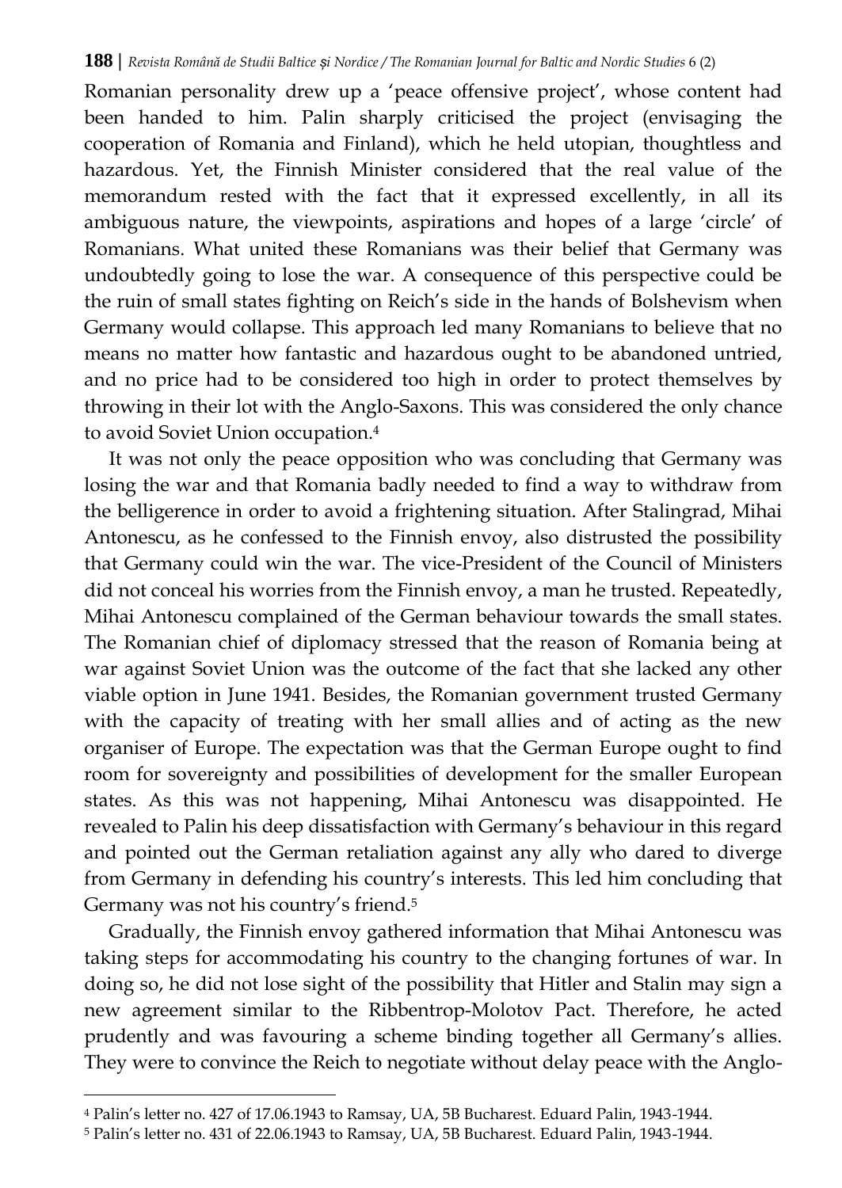Romanian personality drew up a 'peace offensive project', whose content had been handed to him. Palin sharply criticised the project (envisaging the cooperation of Romania and Finland), which he held utopian, thoughtless and hazardous. Yet, the Finnish Minister considered that the real value of the memorandum rested with the fact that it expressed excellently, in all its ambiguous nature, the viewpoints, aspirations and hopes of a large 'circle' of Romanians. What united these Romanians was their belief that Germany was undoubtedly going to lose the war. A consequence of this perspective could be the ruin of small states fighting on Reich's side in the hands of Bolshevism when Germany would collapse. This approach led many Romanians to believe that no means no matter how fantastic and hazardous ought to be abandoned untried, and no price had to be considered too high in order to protect themselves by throwing in their lot with the Anglo-Saxons. This was considered the only chance to avoid Soviet Union occupation.[4]

It was not only the peace opposition who was concluding that Germany was losing the war and that Romania badly needed to find a way to withdraw from the belligerence in order to avoid a frightening situation. After Stalingrad, Mihai Antonescu, as he confessed to the Finnish envoy, also distrusted the possibility that Germany could win the war. The vice-President of the Council of Ministers did not conceal his worries from the Finnish envoy, a man he trusted. Repeatedly, Mihai Antonescu complained of the German behaviour towards the small states. The Romanian chief of diplomacy stressed that the reason of Romania being at war against Soviet Union was the outcome of the fact that she lacked any other viable option in June 1941. Besides, the Romanian government trusted Germany with the capacity of treating with her small allies and of acting as the new organiser of Europe. The expectation was that the German Europe ought to find room for sovereignty and possibilities of development for the smaller European states. As this was not happening, Mihai Antonescu was disappointed. He revealed to Palin his deep dissatisfaction with Germany's behaviour in this regard and pointed out the German retaliation against any ally who dared to diverge from Germany in defending his country's interests. This led him concluding that Germany was not his country's friend.[5]

Gradually, the Finnish envoy gathered information that Mihai Antonescu was taking steps for accommodating his country to the changing fortunes of war. In doing so, he did not lose sight of the possibility that Hitler and Stalin may sign a new agreement similar to the Ribbentrop-Molotov Pact. Therefore, he acted prudently and was favouring a scheme binding together all Germany's allies. They were to convince the Reich to negotiate without delay peace with the Anglo-

---

[4] Palin's letter no. 427 of 17.06.1943 to Ramsay, UA, 5B Bucharest. Eduard Palin, 1943-1944.

[5] Palin's letter no. 431 of 22.06.1943 to Ramsay, UA, 5B Bucharest. Eduard Palin, 1943-1944.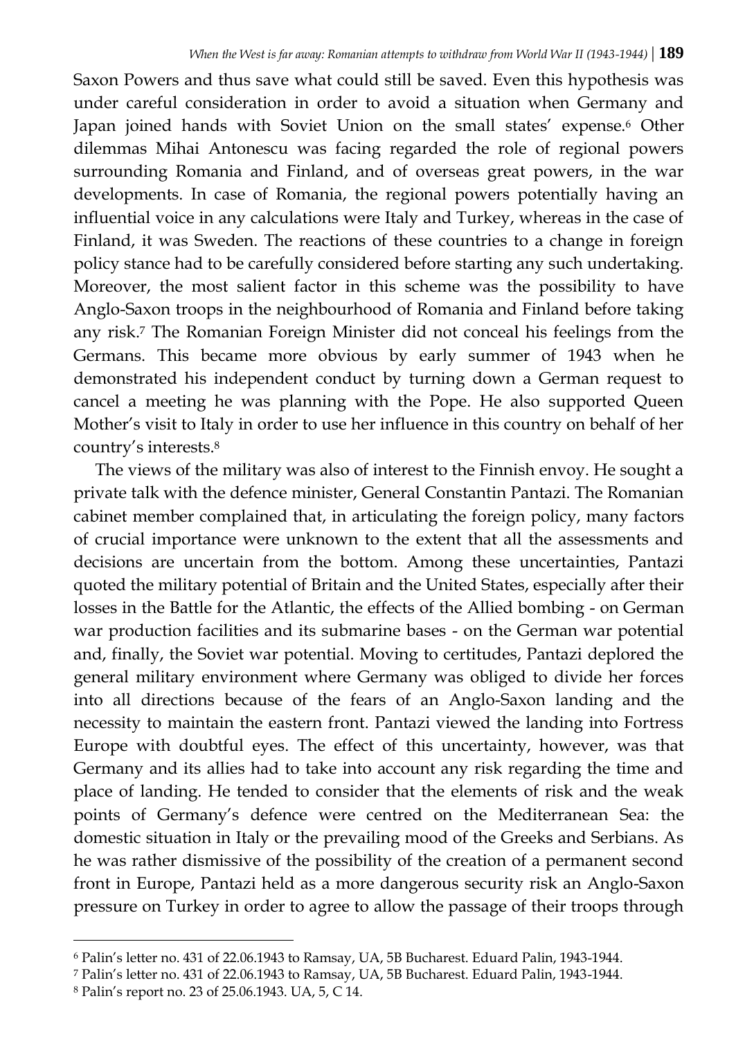Saxon Powers and thus save what could still be saved. Even this hypothesis was under careful consideration in order to avoid a situation when Germany and Japan joined hands with Soviet Union on the small states' expense.[6] Other dilemmas Mihai Antonescu was facing regarded the role of regional powers surrounding Romania and Finland, and of overseas great powers, in the war developments. In case of Romania, the regional powers potentially having an influential voice in any calculations were Italy and Turkey, whereas in the case of Finland, it was Sweden. The reactions of these countries to a change in foreign policy stance had to be carefully considered before starting any such undertaking. Moreover, the most salient factor in this scheme was the possibility to have Anglo-Saxon troops in the neighbourhood of Romania and Finland before taking any risk.[7] The Romanian Foreign Minister did not conceal his feelings from the Germans. This became more obvious by early summer of 1943 when he demonstrated his independent conduct by turning down a German request to cancel a meeting he was planning with the Pope. He also supported Queen Mother's visit to Italy in order to use her influence in this country on behalf of her country's interests.[8]

The views of the military was also of interest to the Finnish envoy. He sought a private talk with the defence minister, General Constantin Pantazi. The Romanian cabinet member complained that, in articulating the foreign policy, many factors of crucial importance were unknown to the extent that all the assessments and decisions are uncertain from the bottom. Among these uncertainties, Pantazi quoted the military potential of Britain and the United States, especially after their losses in the Battle for the Atlantic, the effects of the Allied bombing - on German war production facilities and its submarine bases - on the German war potential and, finally, the Soviet war potential. Moving to certitudes, Pantazi deplored the general military environment where Germany was obliged to divide her forces into all directions because of the fears of an Anglo-Saxon landing and the necessity to maintain the eastern front. Pantazi viewed the landing into Fortress Europe with doubtful eyes. The effect of this uncertainty, however, was that Germany and its allies had to take into account any risk regarding the time and place of landing. He tended to consider that the elements of risk and the weak points of Germany's defence were centred on the Mediterranean Sea: the domestic situation in Italy or the prevailing mood of the Greeks and Serbians. As he was rather dismissive of the possibility of the creation of a permanent second front in Europe, Pantazi held as a more dangerous security risk an Anglo-Saxon pressure on Turkey in order to agree to allow the passage of their troops through

---

[6] Palin's letter no. 431 of 22.06.1943 to Ramsay, UA, 5B Bucharest. Eduard Palin, 1943-1944.

[7] Palin's letter no. 431 of 22.06.1943 to Ramsay, UA, 5B Bucharest. Eduard Palin, 1943-1944.

[8] Palin's report no. 23 of 25.06.1943. UA, 5, C 14.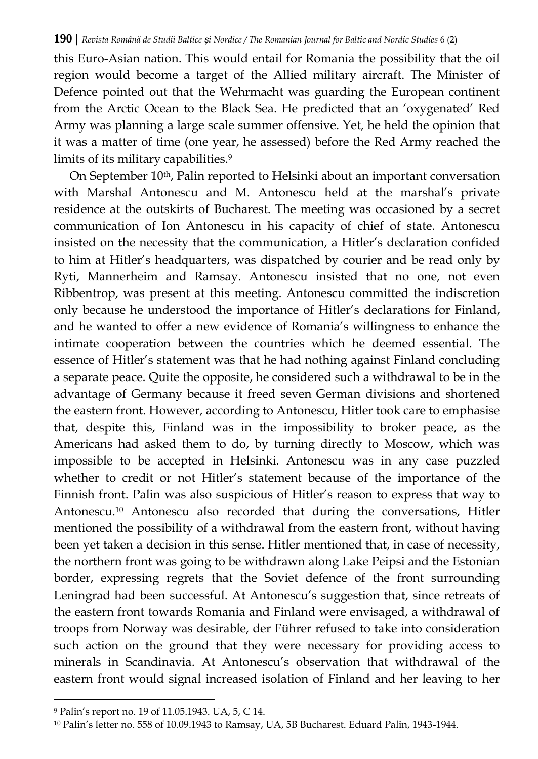this Euro-Asian nation. This would entail for Romania the possibility that the oil region would become a target of the Allied military aircraft. The Minister of Defence pointed out that the Wehrmacht was guarding the European continent from the Arctic Ocean to the Black Sea. He predicted that an 'oxygenated' Red Army was planning a large scale summer offensive. Yet, he held the opinion that it was a matter of time (one year, he assessed) before the Red Army reached the limits of its military capabilities.[9]

On September 10th, Palin reported to Helsinki about an important conversation with Marshal Antonescu and M. Antonescu held at the marshal's private residence at the outskirts of Bucharest. The meeting was occasioned by a secret communication of Ion Antonescu in his capacity of chief of state. Antonescu insisted on the necessity that the communication, a Hitler's declaration confided to him at Hitler's headquarters, was dispatched by courier and be read only by Ryti, Mannerheim and Ramsay. Antonescu insisted that no one, not even Ribbentrop, was present at this meeting. Antonescu committed the indiscretion only because he understood the importance of Hitler's declarations for Finland, and he wanted to offer a new evidence of Romania's willingness to enhance the intimate cooperation between the countries which he deemed essential. The essence of Hitler's statement was that he had nothing against Finland concluding a separate peace. Quite the opposite, he considered such a withdrawal to be in the advantage of Germany because it freed seven German divisions and shortened the eastern front. However, according to Antonescu, Hitler took care to emphasise that, despite this, Finland was in the impossibility to broker peace, as the Americans had asked them to do, by turning directly to Moscow, which was impossible to be accepted in Helsinki. Antonescu was in any case puzzled whether to credit or not Hitler's statement because of the importance of the Finnish front. Palin was also suspicious of Hitler's reason to express that way to Antonescu.[10] Antonescu also recorded that during the conversations, Hitler mentioned the possibility of a withdrawal from the eastern front, without having been yet taken a decision in this sense. Hitler mentioned that, in case of necessity, the northern front was going to be withdrawn along Lake Peipsi and the Estonian border, expressing regrets that the Soviet defence of the front surrounding Leningrad had been successful. At Antonescu's suggestion that, since retreats of the eastern front towards Romania and Finland were envisaged, a withdrawal of troops from Norway was desirable, der Führer refused to take into consideration such action on the ground that they were necessary for providing access to minerals in Scandinavia. At Antonescu's observation that withdrawal of the eastern front would signal increased isolation of Finland and her leaving to her

---

[9] Palin's report no. 19 of 11.05.1943. UA, 5, C 14.

[10] Palin's letter no. 558 of 10.09.1943 to Ramsay, UA, 5B Bucharest. Eduard Palin, 1943-1944.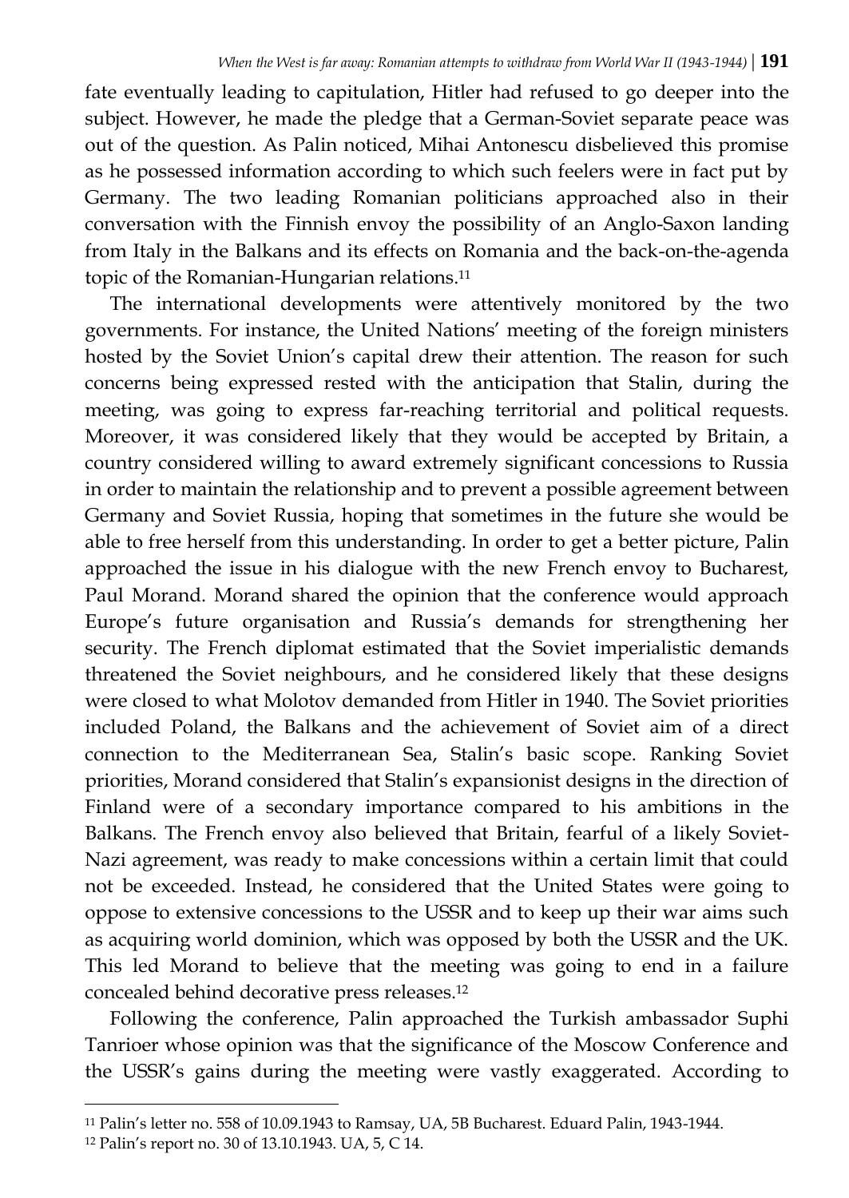fate eventually leading to capitulation, Hitler had refused to go deeper into the subject. However, he made the pledge that a German-Soviet separate peace was out of the question. As Palin noticed, Mihai Antonescu disbelieved this promise as he possessed information according to which such feelers were in fact put by Germany. The two leading Romanian politicians approached also in their conversation with the Finnish envoy the possibility of an Anglo-Saxon landing from Italy in the Balkans and its effects on Romania and the back-on-the-agenda topic of the Romanian-Hungarian relations.[11]

The international developments were attentively monitored by the two governments. For instance, the United Nations' meeting of the foreign ministers hosted by the Soviet Union's capital drew their attention. The reason for such concerns being expressed rested with the anticipation that Stalin, during the meeting, was going to express far-reaching territorial and political requests. Moreover, it was considered likely that they would be accepted by Britain, a country considered willing to award extremely significant concessions to Russia in order to maintain the relationship and to prevent a possible agreement between Germany and Soviet Russia, hoping that sometimes in the future she would be able to free herself from this understanding. In order to get a better picture, Palin approached the issue in his dialogue with the new French envoy to Bucharest, Paul Morand. Morand shared the opinion that the conference would approach Europe's future organisation and Russia's demands for strengthening her security. The French diplomat estimated that the Soviet imperialistic demands threatened the Soviet neighbours, and he considered likely that these designs were closed to what Molotov demanded from Hitler in 1940. The Soviet priorities included Poland, the Balkans and the achievement of Soviet aim of a direct connection to the Mediterranean Sea, Stalin's basic scope. Ranking Soviet priorities, Morand considered that Stalin's expansionist designs in the direction of Finland were of a secondary importance compared to his ambitions in the Balkans. The French envoy also believed that Britain, fearful of a likely Soviet-Nazi agreement, was ready to make concessions within a certain limit that could not be exceeded. Instead, he considered that the United States were going to oppose to extensive concessions to the USSR and to keep up their war aims such as acquiring world dominion, which was opposed by both the USSR and the UK. This led Morand to believe that the meeting was going to end in a failure concealed behind decorative press releases.[12]

Following the conference, Palin approached the Turkish ambassador Suphi Tanrioer whose opinion was that the significance of the Moscow Conference and the USSR's gains during the meeting were vastly exaggerated. According to

[11] Palin's letter no. 558 of 10.09.1943 to Ramsay, UA, 5B Bucharest. Eduard Palin, 1943-1944.

[12] Palin's report no. 30 of 13.10.1943. UA, 5, C 14.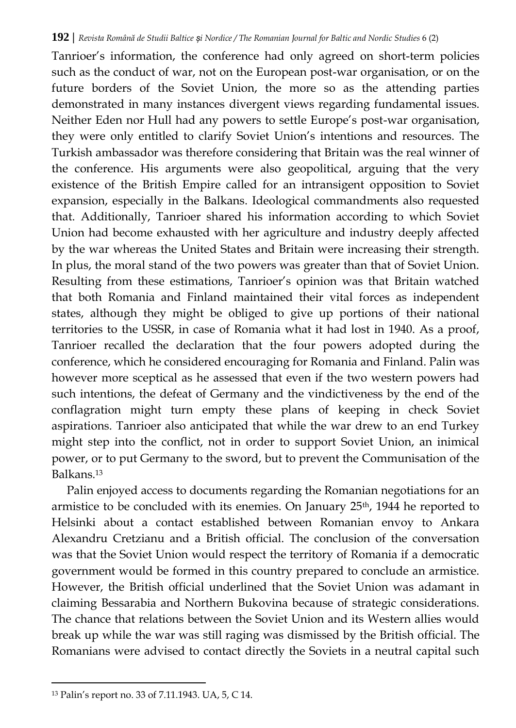Tanrioer's information, the conference had only agreed on short-term policies such as the conduct of war, not on the European post-war organisation, or on the future borders of the Soviet Union, the more so as the attending parties demonstrated in many instances divergent views regarding fundamental issues. Neither Eden nor Hull had any powers to settle Europe's post-war organisation, they were only entitled to clarify Soviet Union's intentions and resources. The Turkish ambassador was therefore considering that Britain was the real winner of the conference. His arguments were also geopolitical, arguing that the very existence of the British Empire called for an intransigent opposition to Soviet expansion, especially in the Balkans. Ideological commandments also requested that. Additionally, Tanrioer shared his information according to which Soviet Union had become exhausted with her agriculture and industry deeply affected by the war whereas the United States and Britain were increasing their strength. In plus, the moral stand of the two powers was greater than that of Soviet Union. Resulting from these estimations, Tanrioer's opinion was that Britain watched that both Romania and Finland maintained their vital forces as independent states, although they might be obliged to give up portions of their national territories to the USSR, in case of Romania what it had lost in 1940. As a proof, Tanrioer recalled the declaration that the four powers adopted during the conference, which he considered encouraging for Romania and Finland. Palin was however more sceptical as he assessed that even if the two western powers had such intentions, the defeat of Germany and the vindictiveness by the end of the conflagration might turn empty these plans of keeping in check Soviet aspirations. Tanrioer also anticipated that while the war drew to an end Turkey might step into the conflict, not in order to support Soviet Union, an inimical power, or to put Germany to the sword, but to prevent the Communisation of the Balkans.[13]

Palin enjoyed access to documents regarding the Romanian negotiations for an armistice to be concluded with its enemies. On January 25th, 1944 he reported to Helsinki about a contact established between Romanian envoy to Ankara Alexandru Cretzianu and a British official. The conclusion of the conversation was that the Soviet Union would respect the territory of Romania if a democratic government would be formed in this country prepared to conclude an armistice. However, the British official underlined that the Soviet Union was adamant in claiming Bessarabia and Northern Bukovina because of strategic considerations. The chance that relations between the Soviet Union and its Western allies would break up while the war was still raging was dismissed by the British official. The Romanians were advised to contact directly the Soviets in a neutral capital such

[13] Palin's report no. 33 of 7.11.1943. UA, 5, C 14.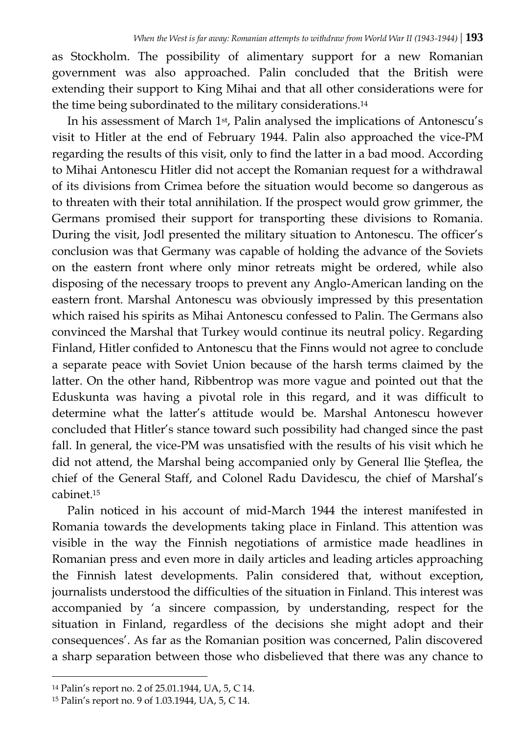as Stockholm. The possibility of alimentary support for a new Romanian government was also approached. Palin concluded that the British were extending their support to King Mihai and that all other considerations were for the time being subordinated to the military considerations.[14]

In his assessment of March 1st, Palin analysed the implications of Antonescu's visit to Hitler at the end of February 1944. Palin also approached the vice-PM regarding the results of this visit, only to find the latter in a bad mood. According to Mihai Antonescu Hitler did not accept the Romanian request for a withdrawal of its divisions from Crimea before the situation would become so dangerous as to threaten with their total annihilation. If the prospect would grow grimmer, the Germans promised their support for transporting these divisions to Romania. During the visit, Jodl presented the military situation to Antonescu. The officer's conclusion was that Germany was capable of holding the advance of the Soviets on the eastern front where only minor retreats might be ordered, while also disposing of the necessary troops to prevent any Anglo-American landing on the eastern front. Marshal Antonescu was obviously impressed by this presentation which raised his spirits as Mihai Antonescu confessed to Palin. The Germans also convinced the Marshal that Turkey would continue its neutral policy. Regarding Finland, Hitler confided to Antonescu that the Finns would not agree to conclude a separate peace with Soviet Union because of the harsh terms claimed by the latter. On the other hand, Ribbentrop was more vague and pointed out that the Eduskunta was having a pivotal role in this regard, and it was difficult to determine what the latter's attitude would be. Marshal Antonescu however concluded that Hitler's stance toward such possibility had changed since the past fall. In general, the vice-PM was unsatisfied with the results of his visit which he did not attend, the Marshal being accompanied only by General Ilie Şteflea, the chief of the General Staff, and Colonel Radu Davidescu, the chief of Marshal's cabinet.[15]

Palin noticed in his account of mid-March 1944 the interest manifested in Romania towards the developments taking place in Finland. This attention was visible in the way the Finnish negotiations of armistice made headlines in Romanian press and even more in daily articles and leading articles approaching the Finnish latest developments. Palin considered that, without exception, journalists understood the difficulties of the situation in Finland. This interest was accompanied by 'a sincere compassion, by understanding, respect for the situation in Finland, regardless of the decisions she might adopt and their consequences'. As far as the Romanian position was concerned, Palin discovered a sharp separation between those who disbelieved that there was any chance to

---

[14] Palin's report no. 2 of 25.01.1944, UA, 5, C 14.

[15] Palin's report no. 9 of 1.03.1944, UA, 5, C 14.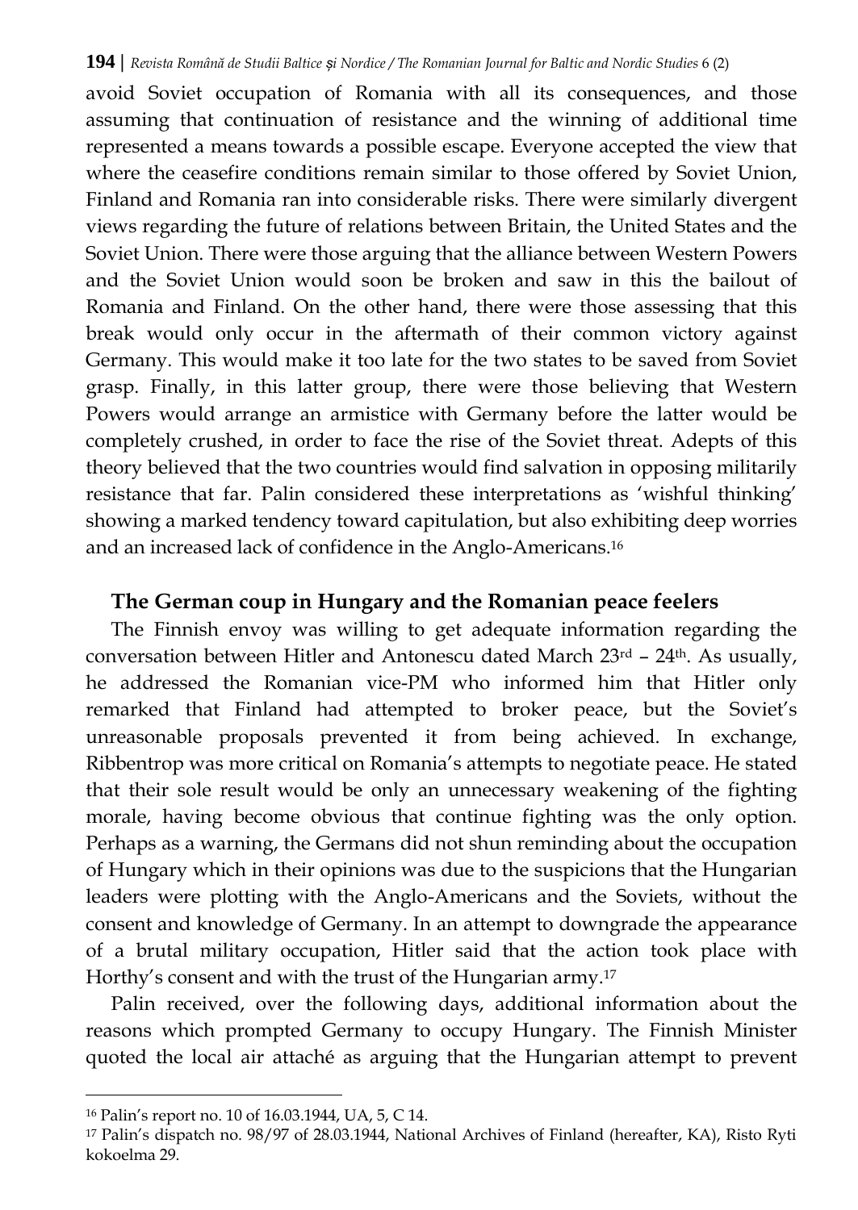avoid Soviet occupation of Romania with all its consequences, and those assuming that continuation of resistance and the winning of additional time represented a means towards a possible escape. Everyone accepted the view that where the ceasefire conditions remain similar to those offered by Soviet Union, Finland and Romania ran into considerable risks. There were similarly divergent views regarding the future of relations between Britain, the United States and the Soviet Union. There were those arguing that the alliance between Western Powers and the Soviet Union would soon be broken and saw in this the bailout of Romania and Finland. On the other hand, there were those assessing that this break would only occur in the aftermath of their common victory against Germany. This would make it too late for the two states to be saved from Soviet grasp. Finally, in this latter group, there were those believing that Western Powers would arrange an armistice with Germany before the latter would be completely crushed, in order to face the rise of the Soviet threat. Adepts of this theory believed that the two countries would find salvation in opposing militarily resistance that far. Palin considered these interpretations as 'wishful thinking' showing a marked tendency toward capitulation, but also exhibiting deep worries and an increased lack of confidence in the Anglo-Americans.[16]

## The German coup in Hungary and the Romanian peace feelers

The Finnish envoy was willing to get adequate information regarding the conversation between Hitler and Antonescu dated March 23rd – 24th. As usually, he addressed the Romanian vice-PM who informed him that Hitler only remarked that Finland had attempted to broker peace, but the Soviet's unreasonable proposals prevented it from being achieved. In exchange, Ribbentrop was more critical on Romania's attempts to negotiate peace. He stated that their sole result would be only an unnecessary weakening of the fighting morale, having become obvious that continue fighting was the only option. Perhaps as a warning, the Germans did not shun reminding about the occupation of Hungary which in their opinions was due to the suspicions that the Hungarian leaders were plotting with the Anglo-Americans and the Soviets, without the consent and knowledge of Germany. In an attempt to downgrade the appearance of a brutal military occupation, Hitler said that the action took place with Horthy's consent and with the trust of the Hungarian army.[17]

Palin received, over the following days, additional information about the reasons which prompted Germany to occupy Hungary. The Finnish Minister quoted the local air attaché as arguing that the Hungarian attempt to prevent

---

[16] Palin's report no. 10 of 16.03.1944, UA, 5, C 14.

[17] Palin's dispatch no. 98/97 of 28.03.1944, National Archives of Finland (hereafter, KA), Risto Ryti kokoelma 29.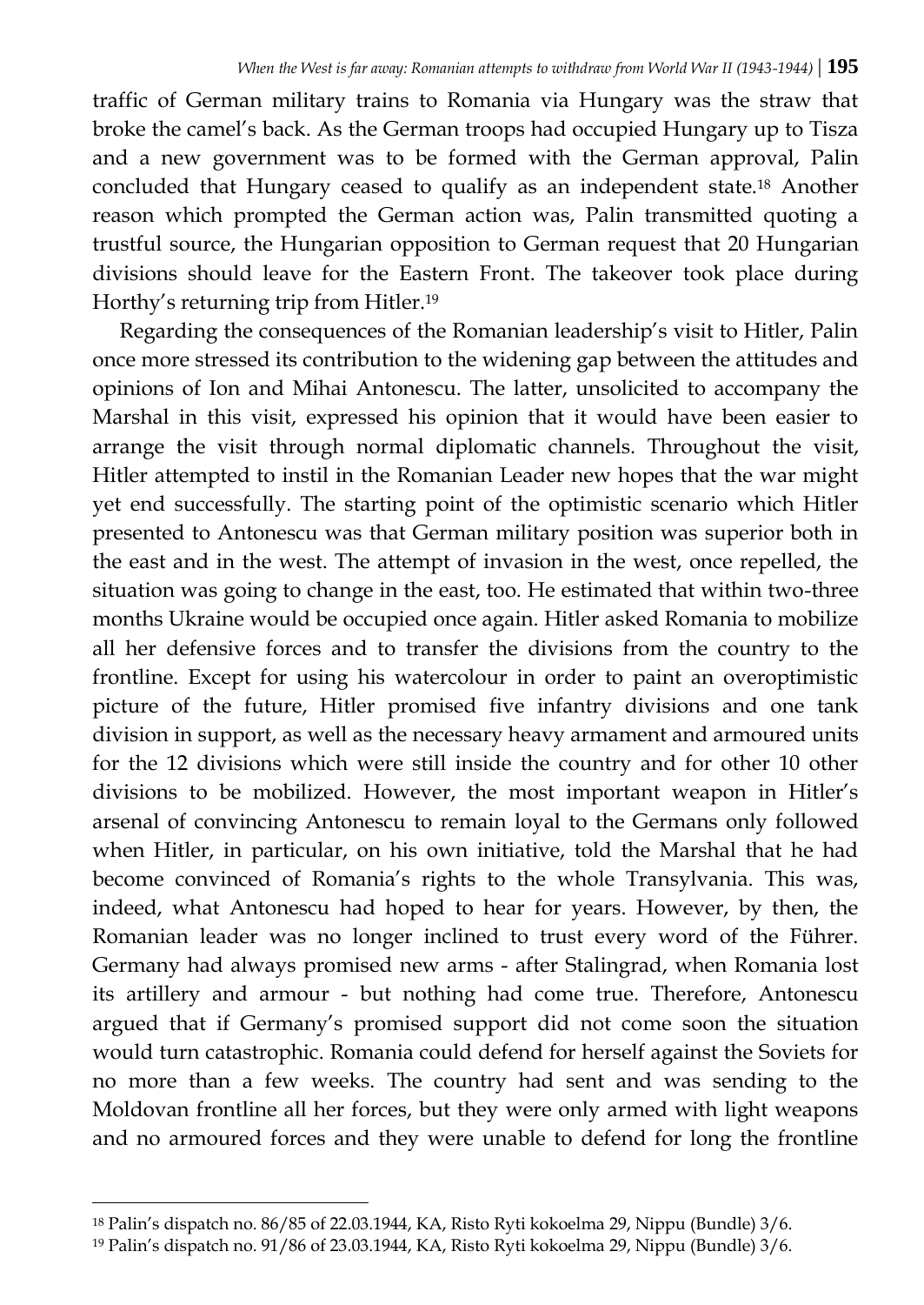traffic of German military trains to Romania via Hungary was the straw that broke the camel's back. As the German troops had occupied Hungary up to Tisza and a new government was to be formed with the German approval, Palin concluded that Hungary ceased to qualify as an independent state.[18] Another reason which prompted the German action was, Palin transmitted quoting a trustful source, the Hungarian opposition to German request that 20 Hungarian divisions should leave for the Eastern Front. The takeover took place during Horthy's returning trip from Hitler.[19]

Regarding the consequences of the Romanian leadership's visit to Hitler, Palin once more stressed its contribution to the widening gap between the attitudes and opinions of Ion and Mihai Antonescu. The latter, unsolicited to accompany the Marshal in this visit, expressed his opinion that it would have been easier to arrange the visit through normal diplomatic channels. Throughout the visit, Hitler attempted to instil in the Romanian Leader new hopes that the war might yet end successfully. The starting point of the optimistic scenario which Hitler presented to Antonescu was that German military position was superior both in the east and in the west. The attempt of invasion in the west, once repelled, the situation was going to change in the east, too. He estimated that within two-three months Ukraine would be occupied once again. Hitler asked Romania to mobilize all her defensive forces and to transfer the divisions from the country to the frontline. Except for using his watercolour in order to paint an overoptimistic picture of the future, Hitler promised five infantry divisions and one tank division in support, as well as the necessary heavy armament and armoured units for the 12 divisions which were still inside the country and for other 10 other divisions to be mobilized. However, the most important weapon in Hitler's arsenal of convincing Antonescu to remain loyal to the Germans only followed when Hitler, in particular, on his own initiative, told the Marshal that he had become convinced of Romania's rights to the whole Transylvania. This was, indeed, what Antonescu had hoped to hear for years. However, by then, the Romanian leader was no longer inclined to trust every word of the Führer. Germany had always promised new arms - after Stalingrad, when Romania lost its artillery and armour - but nothing had come true. Therefore, Antonescu argued that if Germany's promised support did not come soon the situation would turn catastrophic. Romania could defend for herself against the Soviets for no more than a few weeks. The country had sent and was sending to the Moldovan frontline all her forces, but they were only armed with light weapons and no armoured forces and they were unable to defend for long the frontline

[18] Palin's dispatch no. 86/85 of 22.03.1944, KA, Risto Ryti kokoelma 29, Nippu (Bundle) 3/6.

[19] Palin's dispatch no. 91/86 of 23.03.1944, KA, Risto Ryti kokoelma 29, Nippu (Bundle) 3/6.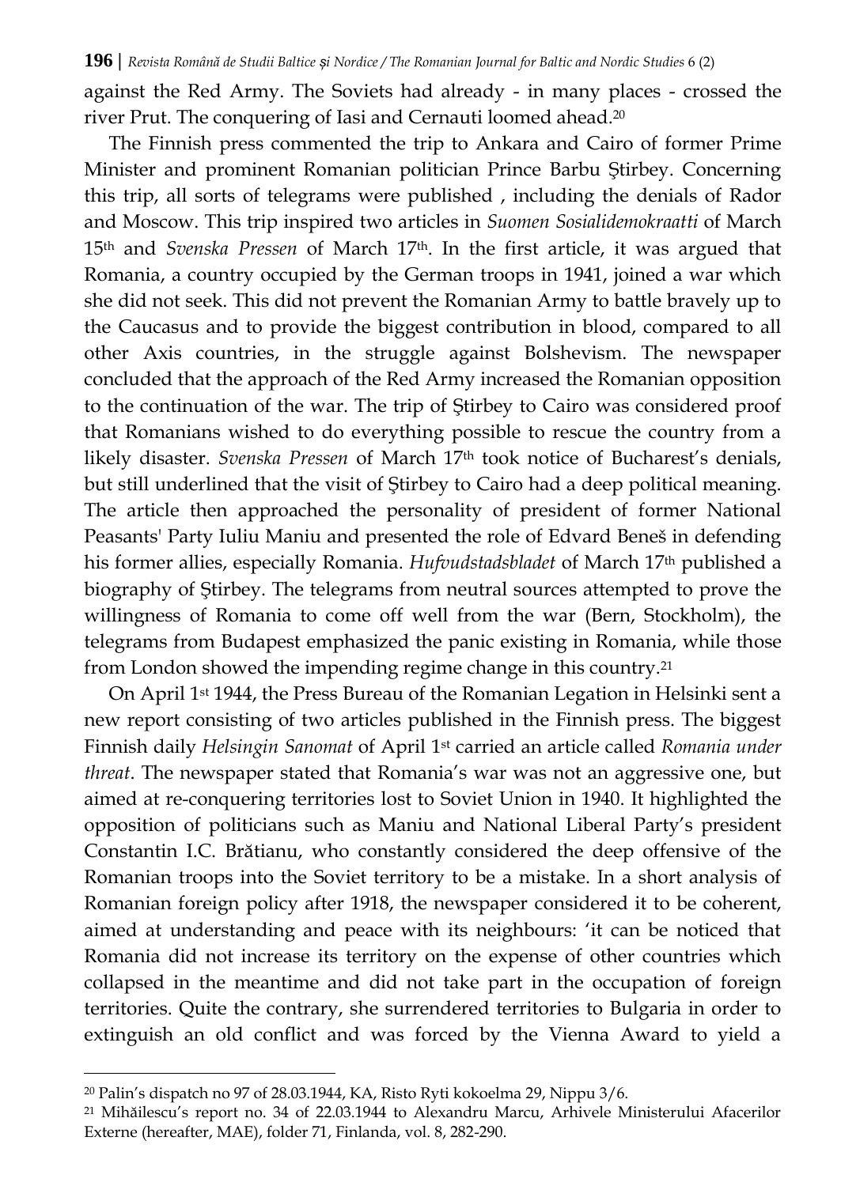against the Red Army. The Soviets had already - in many places - crossed the river Prut. The conquering of Iasi and Cernauti loomed ahead.[20]

The Finnish press commented the trip to Ankara and Cairo of former Prime Minister and prominent Romanian politician Prince Barbu Ştirbey. Concerning this trip, all sorts of telegrams were published , including the denials of Rador and Moscow. This trip inspired two articles in *Suomen Sosialidemokraatti* of March 15th and *Svenska Pressen* of March 17th. In the first article, it was argued that Romania, a country occupied by the German troops in 1941, joined a war which she did not seek. This did not prevent the Romanian Army to battle bravely up to the Caucasus and to provide the biggest contribution in blood, compared to all other Axis countries, in the struggle against Bolshevism. The newspaper concluded that the approach of the Red Army increased the Romanian opposition to the continuation of the war. The trip of Ştirbey to Cairo was considered proof that Romanians wished to do everything possible to rescue the country from a likely disaster. *Svenska Pressen* of March 17th took notice of Bucharest's denials, but still underlined that the visit of Ştirbey to Cairo had a deep political meaning. The article then approached the personality of president of former National Peasants' Party Iuliu Maniu and presented the role of Edvard Beneš in defending his former allies, especially Romania. *Hufvudstadsbladet* of March 17th published a biography of Ştirbey. The telegrams from neutral sources attempted to prove the willingness of Romania to come off well from the war (Bern, Stockholm), the telegrams from Budapest emphasized the panic existing in Romania, while those from London showed the impending regime change in this country.[21]

On April 1st 1944, the Press Bureau of the Romanian Legation in Helsinki sent a new report consisting of two articles published in the Finnish press. The biggest Finnish daily *Helsingin Sanomat* of April 1st carried an article called *Romania under threat*. The newspaper stated that Romania's war was not an aggressive one, but aimed at re-conquering territories lost to Soviet Union in 1940. It highlighted the opposition of politicians such as Maniu and National Liberal Party's president Constantin I.C. Brătianu, who constantly considered the deep offensive of the Romanian troops into the Soviet territory to be a mistake. In a short analysis of Romanian foreign policy after 1918, the newspaper considered it to be coherent, aimed at understanding and peace with its neighbours: 'it can be noticed that Romania did not increase its territory on the expense of other countries which collapsed in the meantime and did not take part in the occupation of foreign territories. Quite the contrary, she surrendered territories to Bulgaria in order to extinguish an old conflict and was forced by the Vienna Award to yield a

---

[20] Palin's dispatch no 97 of 28.03.1944, KA, Risto Ryti kokoelma 29, Nippu 3/6.

[21] Mihăilescu's report no. 34 of 22.03.1944 to Alexandru Marcu, Arhivele Ministerului Afacerilor Externe (hereafter, MAE), folder 71, Finlanda, vol. 8, 282-290.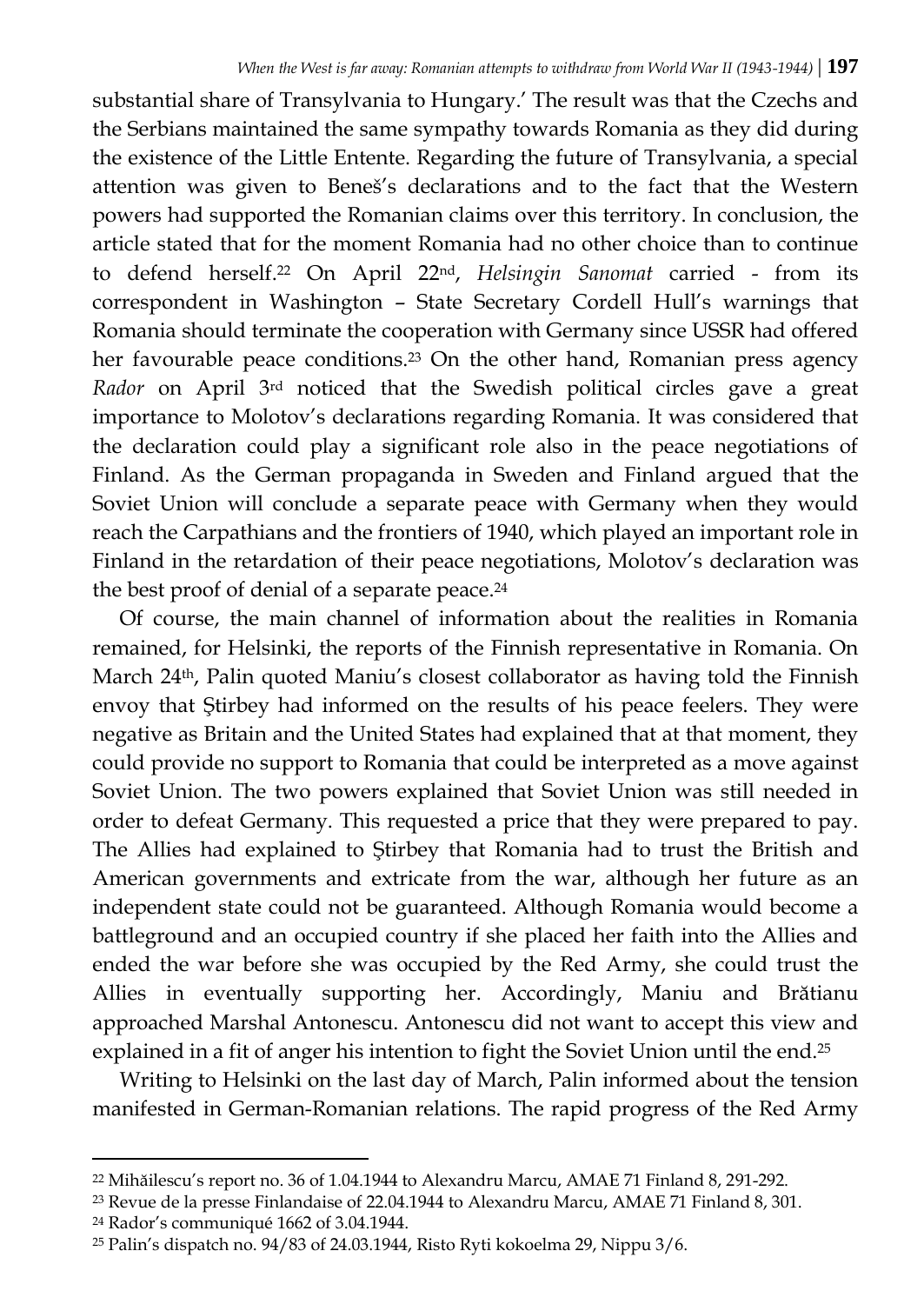substantial share of Transylvania to Hungary.' The result was that the Czechs and the Serbians maintained the same sympathy towards Romania as they did during the existence of the Little Entente. Regarding the future of Transylvania, a special attention was given to Beneš's declarations and to the fact that the Western powers had supported the Romanian claims over this territory. In conclusion, the article stated that for the moment Romania had no other choice than to continue to defend herself.[22] On April 22nd, *Helsingin Sanomat* carried - from its correspondent in Washington – State Secretary Cordell Hull's warnings that Romania should terminate the cooperation with Germany since USSR had offered her favourable peace conditions.[23] On the other hand, Romanian press agency *Rador* on April 3rd noticed that the Swedish political circles gave a great importance to Molotov's declarations regarding Romania. It was considered that the declaration could play a significant role also in the peace negotiations of Finland. As the German propaganda in Sweden and Finland argued that the Soviet Union will conclude a separate peace with Germany when they would reach the Carpathians and the frontiers of 1940, which played an important role in Finland in the retardation of their peace negotiations, Molotov's declaration was the best proof of denial of a separate peace.[24]

Of course, the main channel of information about the realities in Romania remained, for Helsinki, the reports of the Finnish representative in Romania. On March 24th, Palin quoted Maniu's closest collaborator as having told the Finnish envoy that Știrbey had informed on the results of his peace feelers. They were negative as Britain and the United States had explained that at that moment, they could provide no support to Romania that could be interpreted as a move against Soviet Union. The two powers explained that Soviet Union was still needed in order to defeat Germany. This requested a price that they were prepared to pay. The Allies had explained to Știrbey that Romania had to trust the British and American governments and extricate from the war, although her future as an independent state could not be guaranteed. Although Romania would become a battleground and an occupied country if she placed her faith into the Allies and ended the war before she was occupied by the Red Army, she could trust the Allies in eventually supporting her. Accordingly, Maniu and Brătianu approached Marshal Antonescu. Antonescu did not want to accept this view and explained in a fit of anger his intention to fight the Soviet Union until the end.[25]

Writing to Helsinki on the last day of March, Palin informed about the tension manifested in German-Romanian relations. The rapid progress of the Red Army

---

[22] Mihăilescu's report no. 36 of 1.04.1944 to Alexandru Marcu, AMAE 71 Finland 8, 291-292.

[23] Revue de la presse Finlandaise of 22.04.1944 to Alexandru Marcu, AMAE 71 Finland 8, 301.

[24] Rador's communiqué 1662 of 3.04.1944.

[25] Palin's dispatch no. 94/83 of 24.03.1944, Risto Ryti kokoelma 29, Nippu 3/6.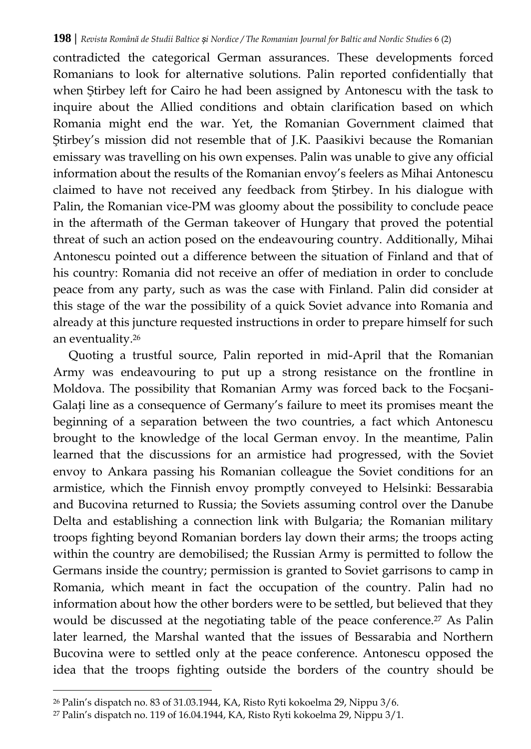contradicted the categorical German assurances. These developments forced Romanians to look for alternative solutions. Palin reported confidentially that when Știrbey left for Cairo he had been assigned by Antonescu with the task to inquire about the Allied conditions and obtain clarification based on which Romania might end the war. Yet, the Romanian Government claimed that Știrbey's mission did not resemble that of J.K. Paasikivi because the Romanian emissary was travelling on his own expenses. Palin was unable to give any official information about the results of the Romanian envoy's feelers as Mihai Antonescu claimed to have not received any feedback from Știrbey. In his dialogue with Palin, the Romanian vice-PM was gloomy about the possibility to conclude peace in the aftermath of the German takeover of Hungary that proved the potential threat of such an action posed on the endeavouring country. Additionally, Mihai Antonescu pointed out a difference between the situation of Finland and that of his country: Romania did not receive an offer of mediation in order to conclude peace from any party, such as was the case with Finland. Palin did consider at this stage of the war the possibility of a quick Soviet advance into Romania and already at this juncture requested instructions in order to prepare himself for such an eventuality.[26]

Quoting a trustful source, Palin reported in mid-April that the Romanian Army was endeavouring to put up a strong resistance on the frontline in Moldova. The possibility that Romanian Army was forced back to the Focșani-Galați line as a consequence of Germany's failure to meet its promises meant the beginning of a separation between the two countries, a fact which Antonescu brought to the knowledge of the local German envoy. In the meantime, Palin learned that the discussions for an armistice had progressed, with the Soviet envoy to Ankara passing his Romanian colleague the Soviet conditions for an armistice, which the Finnish envoy promptly conveyed to Helsinki: Bessarabia and Bucovina returned to Russia; the Soviets assuming control over the Danube Delta and establishing a connection link with Bulgaria; the Romanian military troops fighting beyond Romanian borders lay down their arms; the troops acting within the country are demobilised; the Russian Army is permitted to follow the Germans inside the country; permission is granted to Soviet garrisons to camp in Romania, which meant in fact the occupation of the country. Palin had no information about how the other borders were to be settled, but believed that they would be discussed at the negotiating table of the peace conference.[27] As Palin later learned, the Marshal wanted that the issues of Bessarabia and Northern Bucovina were to settled only at the peace conference. Antonescu opposed the idea that the troops fighting outside the borders of the country should be

[26] Palin's dispatch no. 83 of 31.03.1944, KA, Risto Ryti kokoelma 29, Nippu 3/6.

[27] Palin's dispatch no. 119 of 16.04.1944, KA, Risto Ryti kokoelma 29, Nippu 3/1.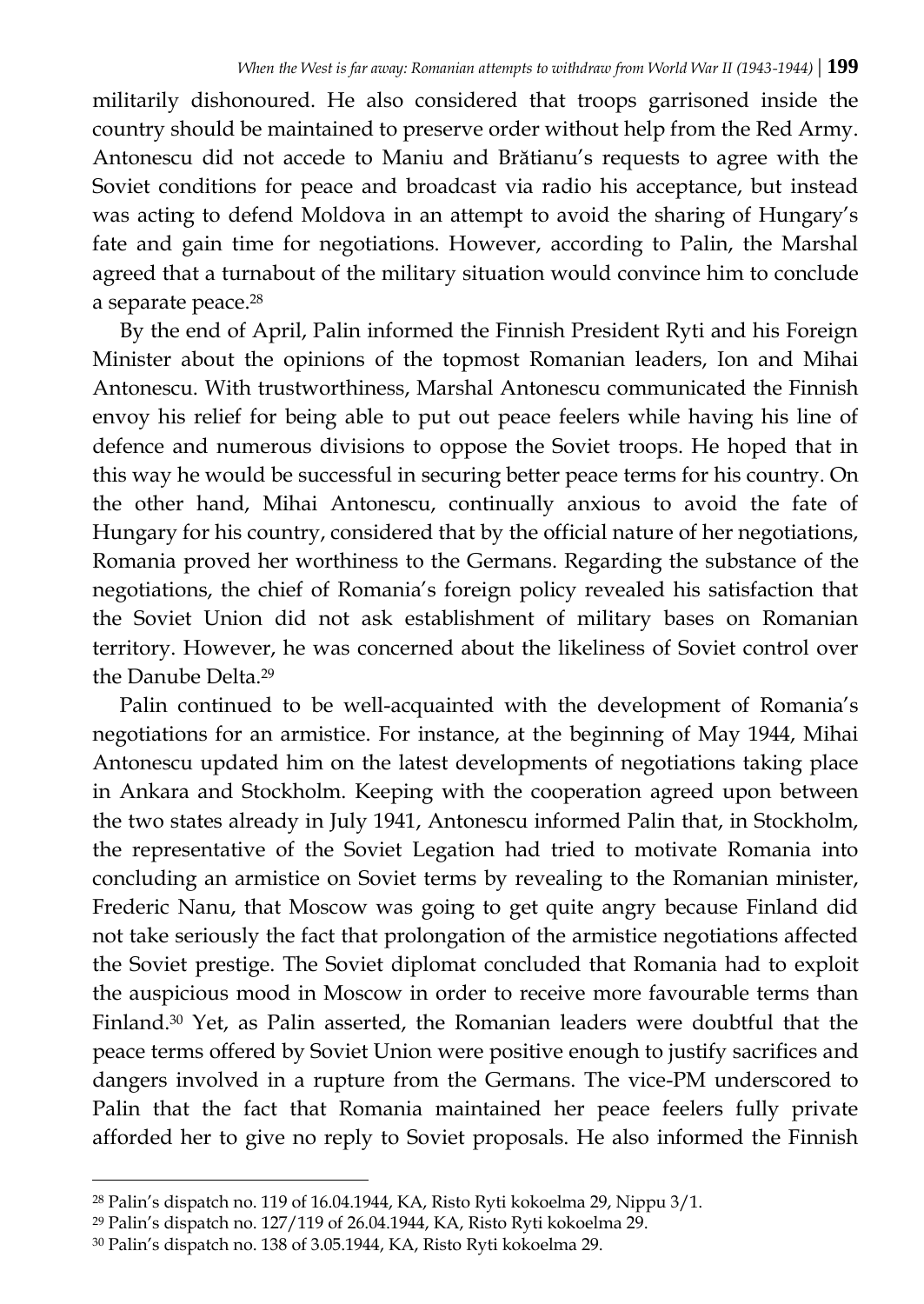militarily dishonoured. He also considered that troops garrisoned inside the country should be maintained to preserve order without help from the Red Army. Antonescu did not accede to Maniu and Brătianu's requests to agree with the Soviet conditions for peace and broadcast via radio his acceptance, but instead was acting to defend Moldova in an attempt to avoid the sharing of Hungary's fate and gain time for negotiations. However, according to Palin, the Marshal agreed that a turnabout of the military situation would convince him to conclude a separate peace.[28]

By the end of April, Palin informed the Finnish President Ryti and his Foreign Minister about the opinions of the topmost Romanian leaders, Ion and Mihai Antonescu. With trustworthiness, Marshal Antonescu communicated the Finnish envoy his relief for being able to put out peace feelers while having his line of defence and numerous divisions to oppose the Soviet troops. He hoped that in this way he would be successful in securing better peace terms for his country. On the other hand, Mihai Antonescu, continually anxious to avoid the fate of Hungary for his country, considered that by the official nature of her negotiations, Romania proved her worthiness to the Germans. Regarding the substance of the negotiations, the chief of Romania's foreign policy revealed his satisfaction that the Soviet Union did not ask establishment of military bases on Romanian territory. However, he was concerned about the likeliness of Soviet control over the Danube Delta.[29]

Palin continued to be well-acquainted with the development of Romania's negotiations for an armistice. For instance, at the beginning of May 1944, Mihai Antonescu updated him on the latest developments of negotiations taking place in Ankara and Stockholm. Keeping with the cooperation agreed upon between the two states already in July 1941, Antonescu informed Palin that, in Stockholm, the representative of the Soviet Legation had tried to motivate Romania into concluding an armistice on Soviet terms by revealing to the Romanian minister, Frederic Nanu, that Moscow was going to get quite angry because Finland did not take seriously the fact that prolongation of the armistice negotiations affected the Soviet prestige. The Soviet diplomat concluded that Romania had to exploit the auspicious mood in Moscow in order to receive more favourable terms than Finland.[30] Yet, as Palin asserted, the Romanian leaders were doubtful that the peace terms offered by Soviet Union were positive enough to justify sacrifices and dangers involved in a rupture from the Germans. The vice-PM underscored to Palin that the fact that Romania maintained her peace feelers fully private afforded her to give no reply to Soviet proposals. He also informed the Finnish

[28] Palin's dispatch no. 119 of 16.04.1944, KA, Risto Ryti kokoelma 29, Nippu 3/1.

[29] Palin's dispatch no. 127/119 of 26.04.1944, KA, Risto Ryti kokoelma 29.

[30] Palin's dispatch no. 138 of 3.05.1944, KA, Risto Ryti kokoelma 29.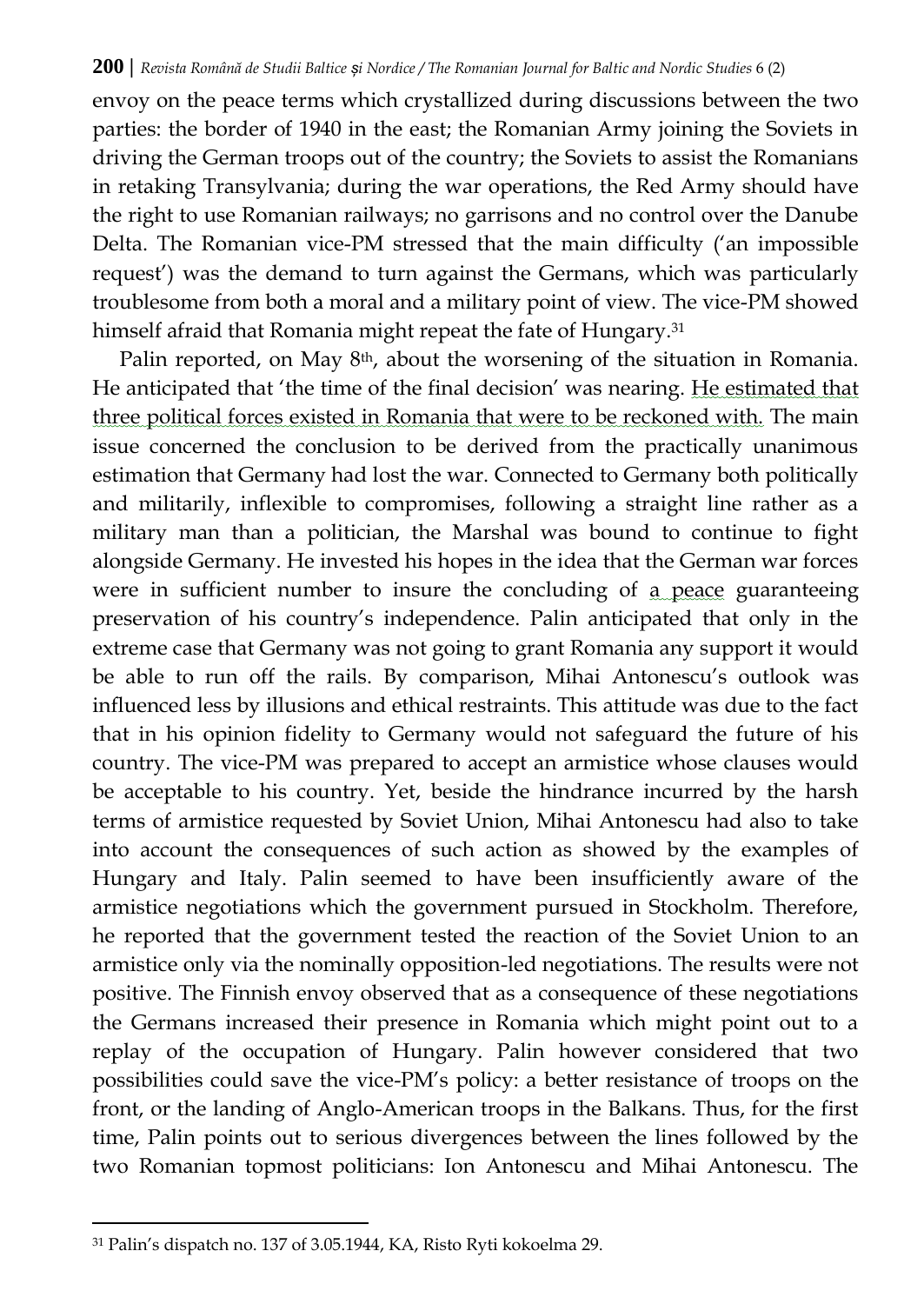envoy on the peace terms which crystallized during discussions between the two parties: the border of 1940 in the east; the Romanian Army joining the Soviets in driving the German troops out of the country; the Soviets to assist the Romanians in retaking Transylvania; during the war operations, the Red Army should have the right to use Romanian railways; no garrisons and no control over the Danube Delta. The Romanian vice-PM stressed that the main difficulty ('an impossible request') was the demand to turn against the Germans, which was particularly troublesome from both a moral and a military point of view. The vice-PM showed himself afraid that Romania might repeat the fate of Hungary.[31]

Palin reported, on May 8th, about the worsening of the situation in Romania. He anticipated that 'the time of the final decision' was nearing. He estimated that three political forces existed in Romania that were to be reckoned with. The main issue concerned the conclusion to be derived from the practically unanimous estimation that Germany had lost the war. Connected to Germany both politically and militarily, inflexible to compromises, following a straight line rather as a military man than a politician, the Marshal was bound to continue to fight alongside Germany. He invested his hopes in the idea that the German war forces were in sufficient number to insure the concluding of a peace guaranteeing preservation of his country's independence. Palin anticipated that only in the extreme case that Germany was not going to grant Romania any support it would be able to run off the rails. By comparison, Mihai Antonescu's outlook was influenced less by illusions and ethical restraints. This attitude was due to the fact that in his opinion fidelity to Germany would not safeguard the future of his country. The vice-PM was prepared to accept an armistice whose clauses would be acceptable to his country. Yet, beside the hindrance incurred by the harsh terms of armistice requested by Soviet Union, Mihai Antonescu had also to take into account the consequences of such action as showed by the examples of Hungary and Italy. Palin seemed to have been insufficiently aware of the armistice negotiations which the government pursued in Stockholm. Therefore, he reported that the government tested the reaction of the Soviet Union to an armistice only via the nominally opposition-led negotiations. The results were not positive. The Finnish envoy observed that as a consequence of these negotiations the Germans increased their presence in Romania which might point out to a replay of the occupation of Hungary. Palin however considered that two possibilities could save the vice-PM's policy: a better resistance of troops on the front, or the landing of Anglo-American troops in the Balkans. Thus, for the first time, Palin points out to serious divergences between the lines followed by the two Romanian topmost politicians: Ion Antonescu and Mihai Antonescu. The

[31] Palin's dispatch no. 137 of 3.05.1944, KA, Risto Ryti kokoelma 29.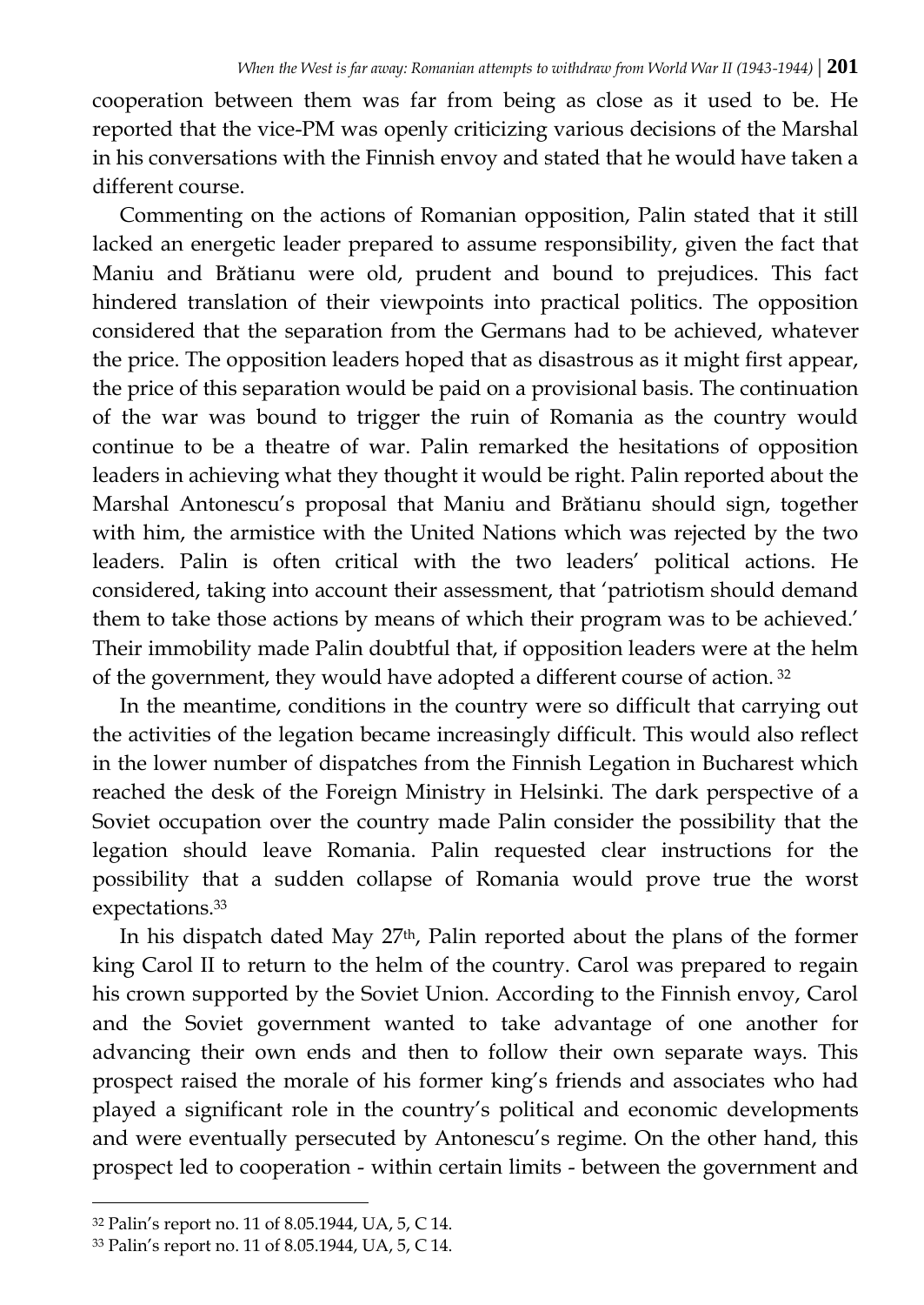cooperation between them was far from being as close as it used to be. He reported that the vice-PM was openly criticizing various decisions of the Marshal in his conversations with the Finnish envoy and stated that he would have taken a different course.

Commenting on the actions of Romanian opposition, Palin stated that it still lacked an energetic leader prepared to assume responsibility, given the fact that Maniu and Brătianu were old, prudent and bound to prejudices. This fact hindered translation of their viewpoints into practical politics. The opposition considered that the separation from the Germans had to be achieved, whatever the price. The opposition leaders hoped that as disastrous as it might first appear, the price of this separation would be paid on a provisional basis. The continuation of the war was bound to trigger the ruin of Romania as the country would continue to be a theatre of war. Palin remarked the hesitations of opposition leaders in achieving what they thought it would be right. Palin reported about the Marshal Antonescu's proposal that Maniu and Brătianu should sign, together with him, the armistice with the United Nations which was rejected by the two leaders. Palin is often critical with the two leaders' political actions. He considered, taking into account their assessment, that 'patriotism should demand them to take those actions by means of which their program was to be achieved.' Their immobility made Palin doubtful that, if opposition leaders were at the helm of the government, they would have adopted a different course of action. [32]

In the meantime, conditions in the country were so difficult that carrying out the activities of the legation became increasingly difficult. This would also reflect in the lower number of dispatches from the Finnish Legation in Bucharest which reached the desk of the Foreign Ministry in Helsinki. The dark perspective of a Soviet occupation over the country made Palin consider the possibility that the legation should leave Romania. Palin requested clear instructions for the possibility that a sudden collapse of Romania would prove true the worst expectations.[33]

In his dispatch dated May 27th, Palin reported about the plans of the former king Carol II to return to the helm of the country. Carol was prepared to regain his crown supported by the Soviet Union. According to the Finnish envoy, Carol and the Soviet government wanted to take advantage of one another for advancing their own ends and then to follow their own separate ways. This prospect raised the morale of his former king's friends and associates who had played a significant role in the country's political and economic developments and were eventually persecuted by Antonescu's regime. On the other hand, this prospect led to cooperation - within certain limits - between the government and

---

[32] Palin's report no. 11 of 8.05.1944, UA, 5, C 14.

[33] Palin's report no. 11 of 8.05.1944, UA, 5, C 14.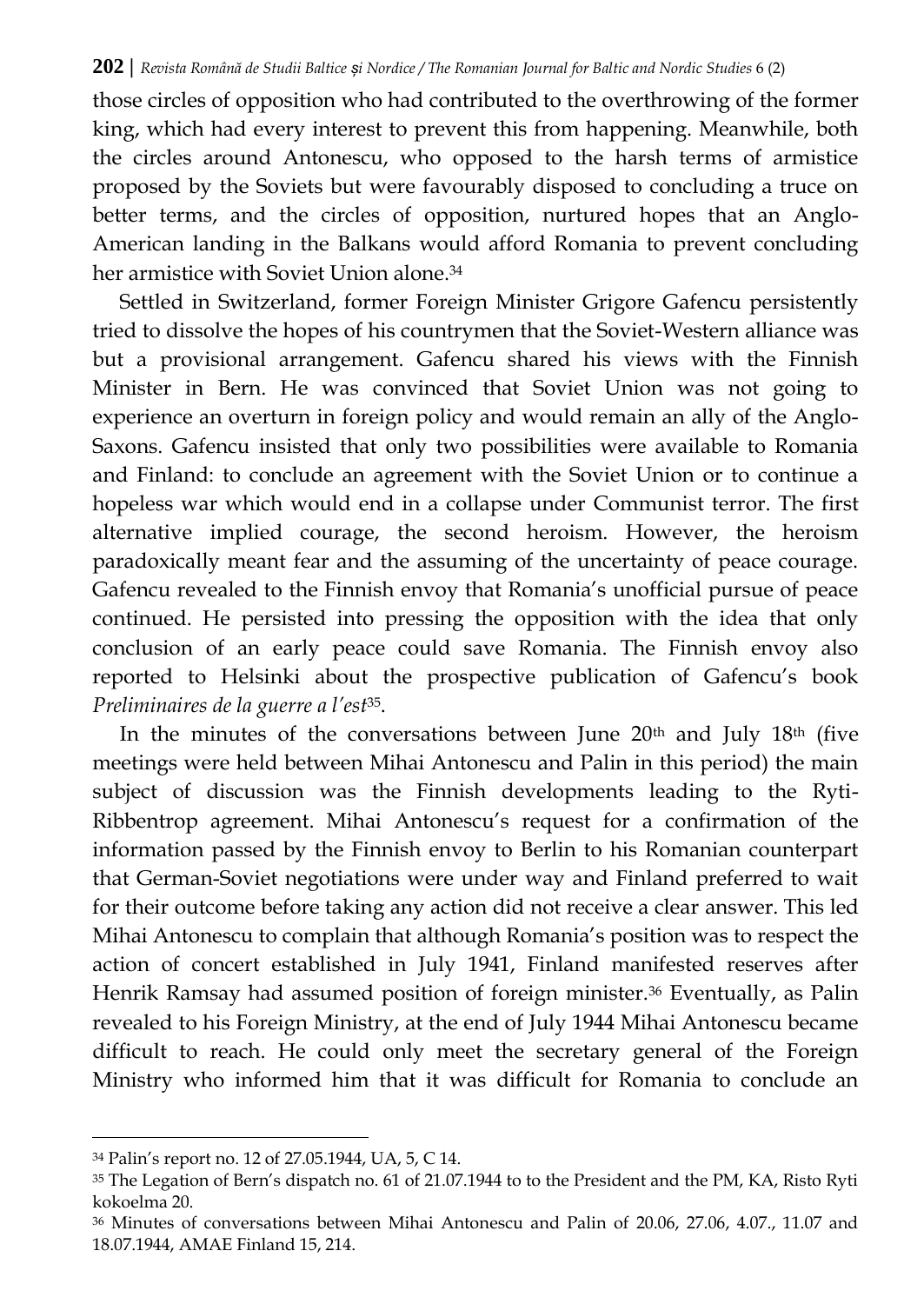those circles of opposition who had contributed to the overthrowing of the former king, which had every interest to prevent this from happening. Meanwhile, both the circles around Antonescu, who opposed to the harsh terms of armistice proposed by the Soviets but were favourably disposed to concluding a truce on better terms, and the circles of opposition, nurtured hopes that an Anglo-American landing in the Balkans would afford Romania to prevent concluding her armistice with Soviet Union alone.[34]

Settled in Switzerland, former Foreign Minister Grigore Gafencu persistently tried to dissolve the hopes of his countrymen that the Soviet-Western alliance was but a provisional arrangement. Gafencu shared his views with the Finnish Minister in Bern. He was convinced that Soviet Union was not going to experience an overturn in foreign policy and would remain an ally of the Anglo-Saxons. Gafencu insisted that only two possibilities were available to Romania and Finland: to conclude an agreement with the Soviet Union or to continue a hopeless war which would end in a collapse under Communist terror. The first alternative implied courage, the second heroism. However, the heroism paradoxically meant fear and the assuming of the uncertainty of peace courage. Gafencu revealed to the Finnish envoy that Romania's unofficial pursue of peace continued. He persisted into pressing the opposition with the idea that only conclusion of an early peace could save Romania. The Finnish envoy also reported to Helsinki about the prospective publication of Gafencu's book *Preliminaires de la guerre a l'est*[35].

In the minutes of the conversations between June 20th and July 18th (five meetings were held between Mihai Antonescu and Palin in this period) the main subject of discussion was the Finnish developments leading to the Ryti-Ribbentrop agreement. Mihai Antonescu's request for a confirmation of the information passed by the Finnish envoy to Berlin to his Romanian counterpart that German-Soviet negotiations were under way and Finland preferred to wait for their outcome before taking any action did not receive a clear answer. This led Mihai Antonescu to complain that although Romania's position was to respect the action of concert established in July 1941, Finland manifested reserves after Henrik Ramsay had assumed position of foreign minister.[36] Eventually, as Palin revealed to his Foreign Ministry, at the end of July 1944 Mihai Antonescu became difficult to reach. He could only meet the secretary general of the Foreign Ministry who informed him that it was difficult for Romania to conclude an

---

[34] Palin's report no. 12 of 27.05.1944, UA, 5, C 14.

[35] The Legation of Bern's dispatch no. 61 of 21.07.1944 to to the President and the PM, KA, Risto Ryti kokoelma 20.

[36] Minutes of conversations between Mihai Antonescu and Palin of 20.06, 27.06, 4.07., 11.07 and 18.07.1944, AMAE Finland 15, 214.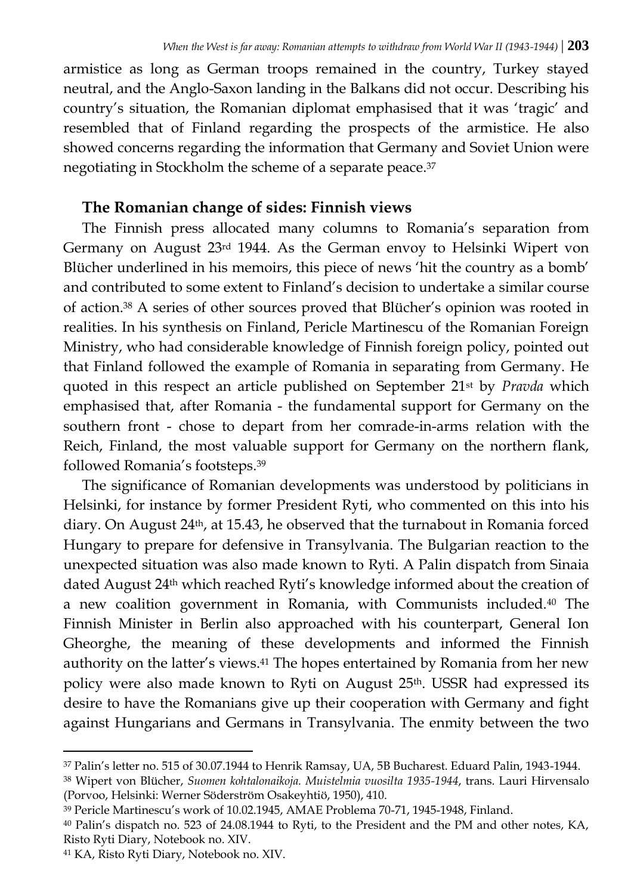armistice as long as German troops remained in the country, Turkey stayed neutral, and the Anglo-Saxon landing in the Balkans did not occur. Describing his country's situation, the Romanian diplomat emphasised that it was 'tragic' and resembled that of Finland regarding the prospects of the armistice. He also showed concerns regarding the information that Germany and Soviet Union were negotiating in Stockholm the scheme of a separate peace.[37]

## The Romanian change of sides: Finnish views

The Finnish press allocated many columns to Romania's separation from Germany on August 23rd 1944. As the German envoy to Helsinki Wipert von Blücher underlined in his memoirs, this piece of news 'hit the country as a bomb' and contributed to some extent to Finland's decision to undertake a similar course of action.[38] A series of other sources proved that Blücher's opinion was rooted in realities. In his synthesis on Finland, Pericle Martinescu of the Romanian Foreign Ministry, who had considerable knowledge of Finnish foreign policy, pointed out that Finland followed the example of Romania in separating from Germany. He quoted in this respect an article published on September 21st by *Pravda* which emphasised that, after Romania - the fundamental support for Germany on the southern front - chose to depart from her comrade-in-arms relation with the Reich, Finland, the most valuable support for Germany on the northern flank, followed Romania's footsteps.[39]

The significance of Romanian developments was understood by politicians in Helsinki, for instance by former President Ryti, who commented on this into his diary. On August 24th, at 15.43, he observed that the turnabout in Romania forced Hungary to prepare for defensive in Transylvania. The Bulgarian reaction to the unexpected situation was also made known to Ryti. A Palin dispatch from Sinaia dated August 24th which reached Ryti's knowledge informed about the creation of a new coalition government in Romania, with Communists included.[40] The Finnish Minister in Berlin also approached with his counterpart, General Ion Gheorghe, the meaning of these developments and informed the Finnish authority on the latter's views.[41] The hopes entertained by Romania from her new policy were also made known to Ryti on August 25th. USSR had expressed its desire to have the Romanians give up their cooperation with Germany and fight against Hungarians and Germans in Transylvania. The enmity between the two

---

[37] Palin's letter no. 515 of 30.07.1944 to Henrik Ramsay, UA, 5B Bucharest. Eduard Palin, 1943-1944.

[38] Wipert von Blücher, *Suomen kohtalonaikoja. Muistelmia vuosilta 1935-1944*, trans. Lauri Hirvensalo (Porvoo, Helsinki: Werner Söderström Osakeyhtiö, 1950), 410.

[39] Pericle Martinescu's work of 10.02.1945, AMAE Problema 70-71, 1945-1948, Finland.

[40] Palin's dispatch no. 523 of 24.08.1944 to Ryti, to the President and the PM and other notes, KA, Risto Ryti Diary, Notebook no. XIV.

[41] KA, Risto Ryti Diary, Notebook no. XIV.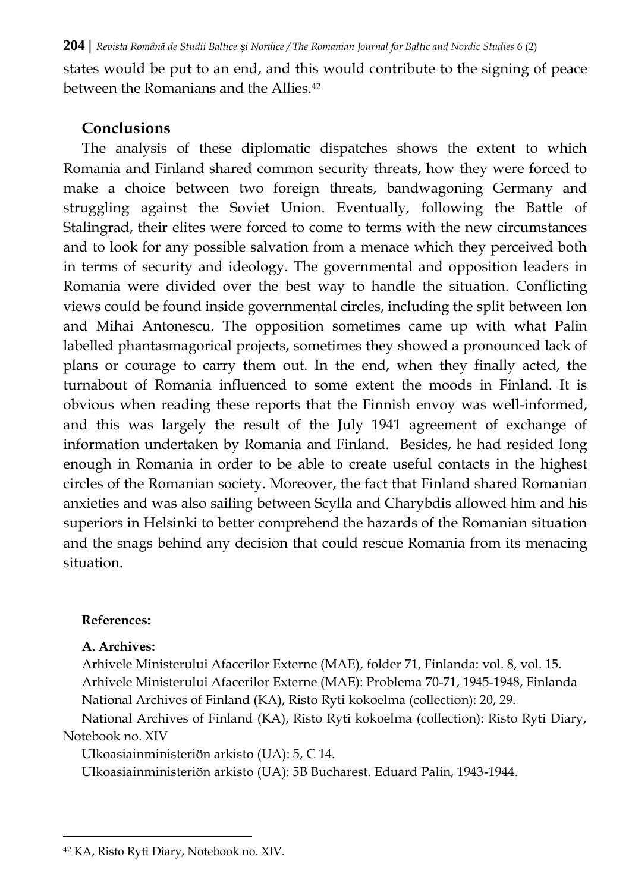states would be put to an end, and this would contribute to the signing of peace between the Romanians and the Allies.[42]

## Conclusions

The analysis of these diplomatic dispatches shows the extent to which Romania and Finland shared common security threats, how they were forced to make a choice between two foreign threats, bandwagoning Germany and struggling against the Soviet Union. Eventually, following the Battle of Stalingrad, their elites were forced to come to terms with the new circumstances and to look for any possible salvation from a menace which they perceived both in terms of security and ideology. The governmental and opposition leaders in Romania were divided over the best way to handle the situation. Conflicting views could be found inside governmental circles, including the split between Ion and Mihai Antonescu. The opposition sometimes came up with what Palin labelled phantasmagorical projects, sometimes they showed a pronounced lack of plans or courage to carry them out. In the end, when they finally acted, the turnabout of Romania influenced to some extent the moods in Finland. It is obvious when reading these reports that the Finnish envoy was well-informed, and this was largely the result of the July 1941 agreement of exchange of information undertaken by Romania and Finland. Besides, he had resided long enough in Romania in order to be able to create useful contacts in the highest circles of the Romanian society. Moreover, the fact that Finland shared Romanian anxieties and was also sailing between Scylla and Charybdis allowed him and his superiors in Helsinki to better comprehend the hazards of the Romanian situation and the snags behind any decision that could rescue Romania from its menacing situation.

**References:**

**A. Archives:**

Arhivele Ministerului Afacerilor Externe (MAE), folder 71, Finlanda: vol. 8, vol. 15.

Arhivele Ministerului Afacerilor Externe (MAE): Problema 70-71, 1945-1948, Finlanda

National Archives of Finland (KA), Risto Ryti kokoelma (collection): 20, 29.

National Archives of Finland (KA), Risto Ryti kokoelma (collection): Risto Ryti Diary, Notebook no. XIV

Ulkoasiainministeriön arkisto (UA): 5, C 14.

Ulkoasiainministeriön arkisto (UA): 5B Bucharest. Eduard Palin, 1943-1944.

---

[42] KA, Risto Ryti Diary, Notebook no. XIV.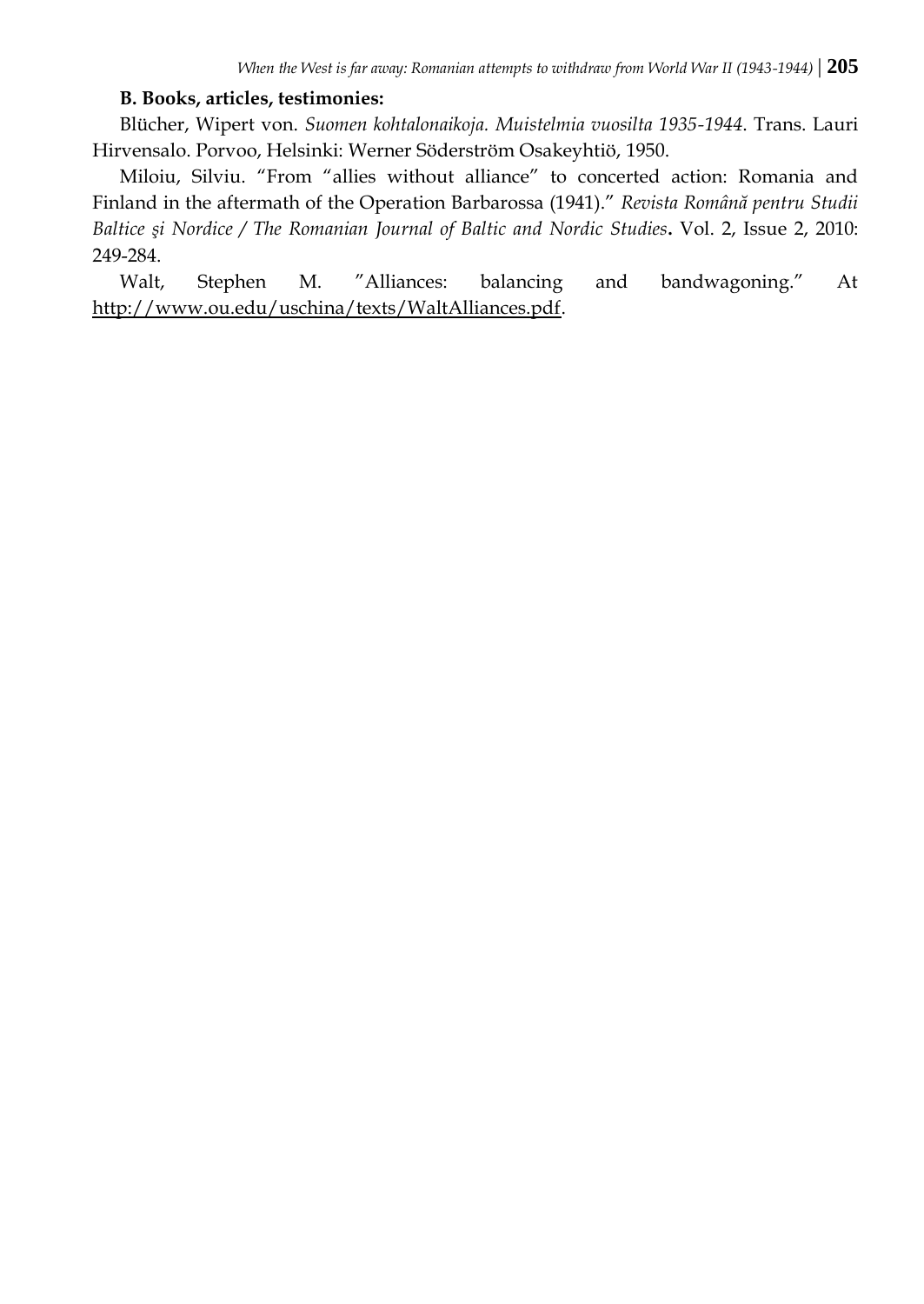**B. Books, articles, testimonies:**

Blücher, Wipert von. *Suomen kohtalonaikoja. Muistelmia vuosilta 1935-1944*. Trans. Lauri Hirvensalo. Porvoo, Helsinki: Werner Söderström Osakeyhtiö, 1950.

Miloiu, Silviu. "From "allies without alliance" to concerted action: Romania and Finland in the aftermath of the Operation Barbarossa (1941)." *Revista Română pentru Studii Baltice şi Nordice / The Romanian Journal of Baltic and Nordic Studies*. Vol. 2, Issue 2, 2010: 249-284.

Walt, Stephen M. "Alliances: balancing and bandwagoning." At http://www.ou.edu/uschina/texts/WaltAlliances.pdf.